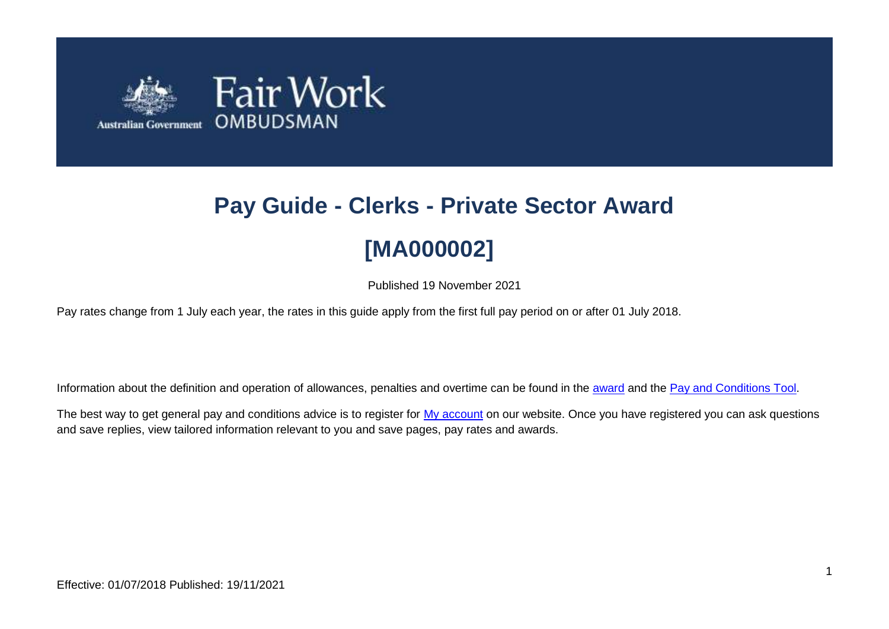# Pay Guide - Clerks - Private Sector Award

# [MA000002]

Published 19 November 2021

Pay rates change from 1 July each year, the rates in this guide apply from the first full pay period on or after 01 July 2018.

Information about the definition and operation of allowances, penalties and overtime can be found in the award and the Pay and Conditions Tool.

The best way to get general pay and conditions advice is to register for My account on our website. Once you have registered you can ask questions and save replies, view tailored information relevant to you and save pages, pay rates and awards.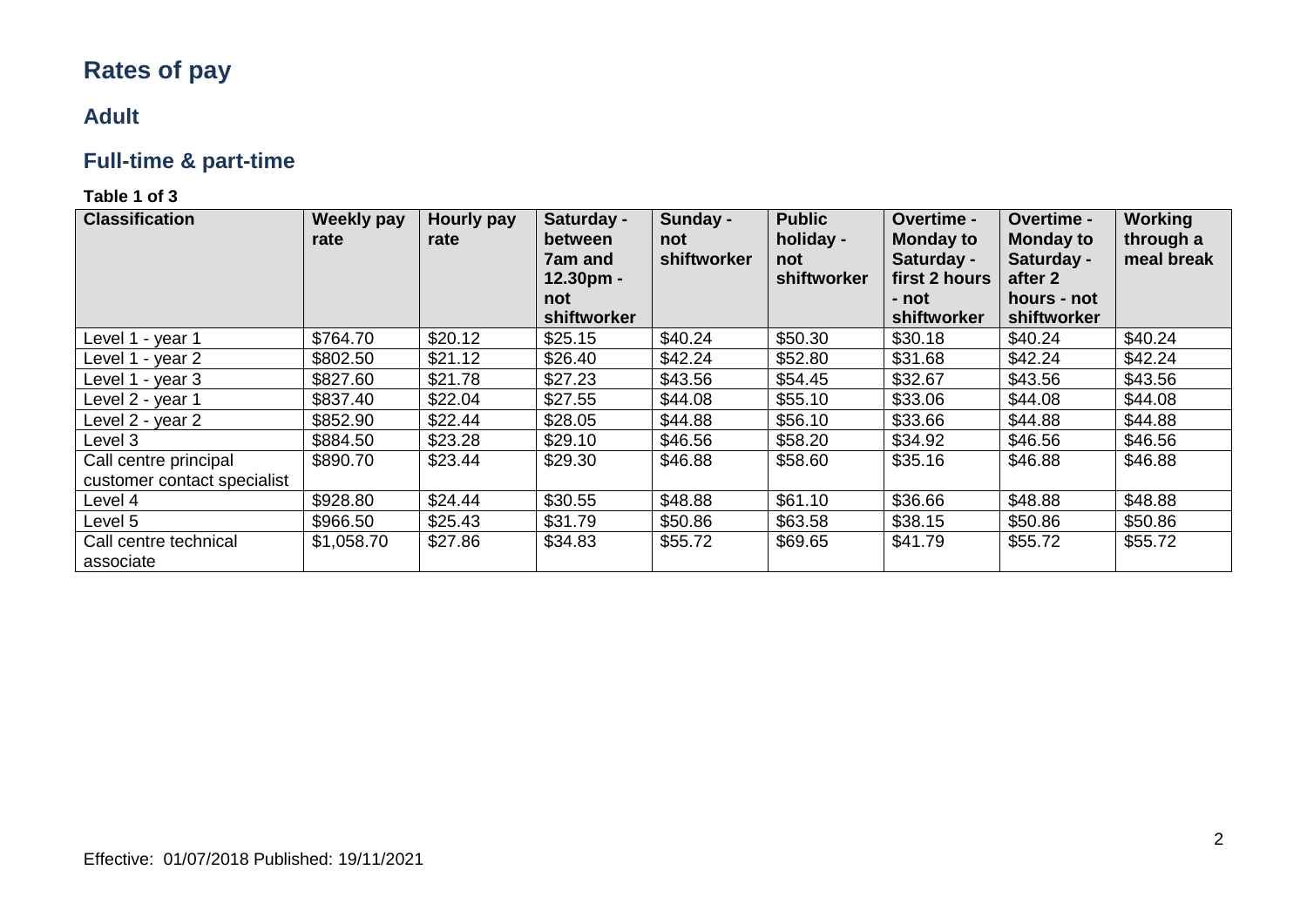# Rates of pay

## Adult

## Full-time & part-time

**Table 1 of 3**

| Classification | Weekly pay rate | Hourly pay rate | Saturday - between 7am and 12.30pm - not shiftworker | Sunday - not shiftworker | Public holiday - not shiftworker | Overtime - Monday to Saturday - first 2 hours - not shiftworker | Overtime - Monday to Saturday - after 2 hours - not shiftworker | Working through a meal break |
| --- | --- | --- | --- | --- | --- | --- | --- | --- |
| Level 1 - year 1 | $764.70 | $20.12 | $25.15 | $40.24 | $50.30 | $30.18 | $40.24 | $40.24 |
| Level 1 - year 2 | $802.50 | $21.12 | $26.40 | $42.24 | $52.80 | $31.68 | $42.24 | $42.24 |
| Level 1 - year 3 | $827.60 | $21.78 | $27.23 | $43.56 | $54.45 | $32.67 | $43.56 | $43.56 |
| Level 2 - year 1 | $837.40 | $22.04 | $27.55 | $44.08 | $55.10 | $33.06 | $44.08 | $44.08 |
| Level 2 - year 2 | $852.90 | $22.44 | $28.05 | $44.88 | $56.10 | $33.66 | $44.88 | $44.88 |
| Level 3 | $884.50 | $23.28 | $29.10 | $46.56 | $58.20 | $34.92 | $46.56 | $46.56 |
| Call centre principal customer contact specialist | $890.70 | $23.44 | $29.30 | $46.88 | $58.60 | $35.16 | $46.88 | $46.88 |
| Level 4 | $928.80 | $24.44 | $30.55 | $48.88 | $61.10 | $36.66 | $48.88 | $48.88 |
| Level 5 | $966.50 | $25.43 | $31.79 | $50.86 | $63.58 | $38.15 | $50.86 | $50.86 |
| Call centre technical associate | $1,058.70 | $27.86 | $34.83 | $55.72 | $69.65 | $41.79 | $55.72 | $55.72 |

Effective: 01/07/2018 Published: 19/11/2021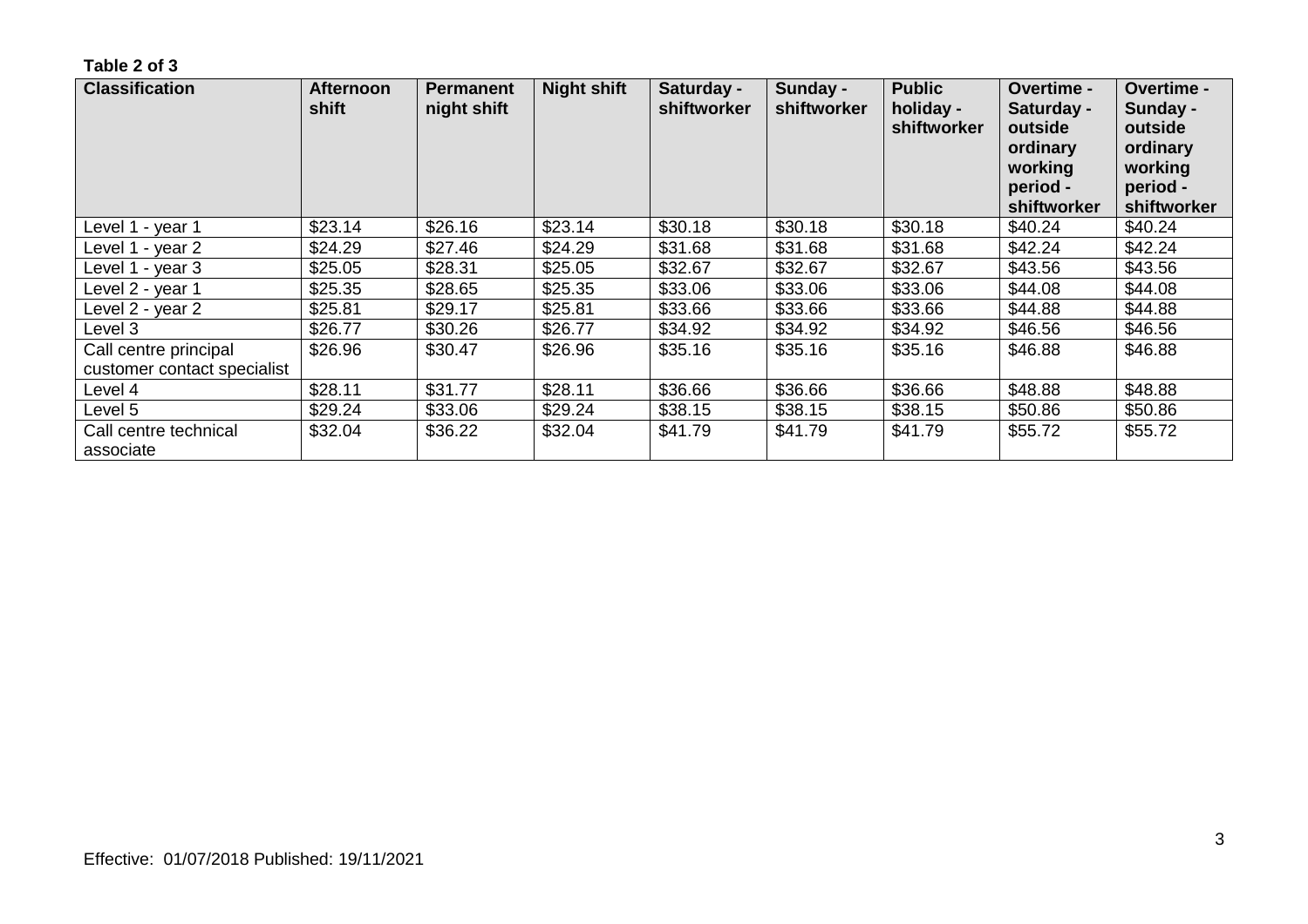**Table 2 of 3**

| Classification | Afternoon shift | Permanent night shift | Night shift | Saturday - shiftworker | Sunday - shiftworker | Public holiday - shiftworker | Overtime - Saturday - outside ordinary working period - shiftworker | Overtime - Sunday - outside ordinary working period - shiftworker |
|---|---|---|---|---|---|---|---|---|
| Level 1 - year 1 | $23.14 | $26.16 | $23.14 | $30.18 | $30.18 | $30.18 | $40.24 | $40.24 |
| Level 1 - year 2 | $24.29 | $27.46 | $24.29 | $31.68 | $31.68 | $31.68 | $42.24 | $42.24 |
| Level 1 - year 3 | $25.05 | $28.31 | $25.05 | $32.67 | $32.67 | $32.67 | $43.56 | $43.56 |
| Level 2 - year 1 | $25.35 | $28.65 | $25.35 | $33.06 | $33.06 | $33.06 | $44.08 | $44.08 |
| Level 2 - year 2 | $25.81 | $29.17 | $25.81 | $33.66 | $33.66 | $33.66 | $44.88 | $44.88 |
| Level 3 | $26.77 | $30.26 | $26.77 | $34.92 | $34.92 | $34.92 | $46.56 | $46.56 |
| Call centre principal customer contact specialist | $26.96 | $30.47 | $26.96 | $35.16 | $35.16 | $35.16 | $46.88 | $46.88 |
| Level 4 | $28.11 | $31.77 | $28.11 | $36.66 | $36.66 | $36.66 | $48.88 | $48.88 |
| Level 5 | $29.24 | $33.06 | $29.24 | $38.15 | $38.15 | $38.15 | $50.86 | $50.86 |
| Call centre technical associate | $32.04 | $36.22 | $32.04 | $41.79 | $41.79 | $41.79 | $55.72 | $55.72 |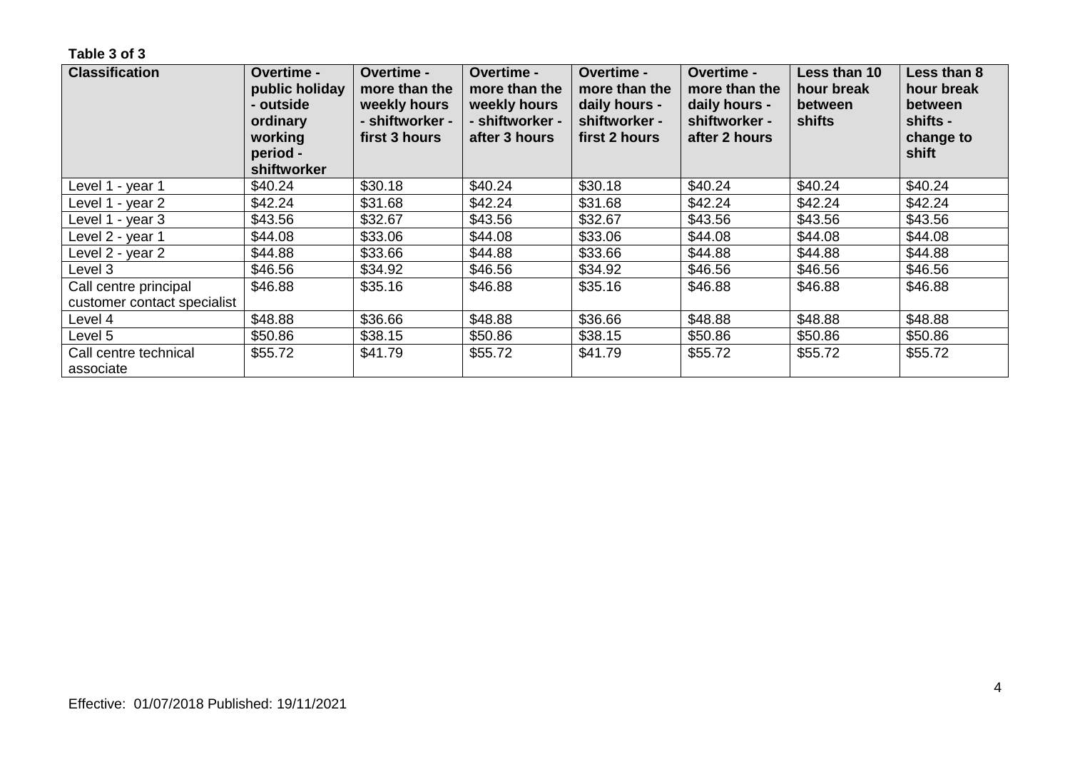**Table 3 of 3**

| Classification | Overtime - public holiday - outside ordinary working period - shiftworker | Overtime - more than the weekly hours - shiftworker - first 3 hours | Overtime - more than the weekly hours - shiftworker - after 3 hours | Overtime - more than the daily hours - shiftworker - first 2 hours | Overtime - more than the daily hours - shiftworker - after 2 hours | Less than 10 hour break between shifts | Less than 8 hour break between shifts - change to shift |
|---|---|---|---|---|---|---|---|
| Level 1 - year 1 | $40.24 | $30.18 | $40.24 | $30.18 | $40.24 | $40.24 | $40.24 |
| Level 1 - year 2 | $42.24 | $31.68 | $42.24 | $31.68 | $42.24 | $42.24 | $42.24 |
| Level 1 - year 3 | $43.56 | $32.67 | $43.56 | $32.67 | $43.56 | $43.56 | $43.56 |
| Level 2 - year 1 | $44.08 | $33.06 | $44.08 | $33.06 | $44.08 | $44.08 | $44.08 |
| Level 2 - year 2 | $44.88 | $33.66 | $44.88 | $33.66 | $44.88 | $44.88 | $44.88 |
| Level 3 | $46.56 | $34.92 | $46.56 | $34.92 | $46.56 | $46.56 | $46.56 |
| Call centre principal customer contact specialist | $46.88 | $35.16 | $46.88 | $35.16 | $46.88 | $46.88 | $46.88 |
| Level 4 | $48.88 | $36.66 | $48.88 | $36.66 | $48.88 | $48.88 | $48.88 |
| Level 5 | $50.86 | $38.15 | $50.86 | $38.15 | $50.86 | $50.86 | $50.86 |
| Call centre technical associate | $55.72 | $41.79 | $55.72 | $41.79 | $55.72 | $55.72 | $55.72 |

Effective: 01/07/2018 Published: 19/11/2021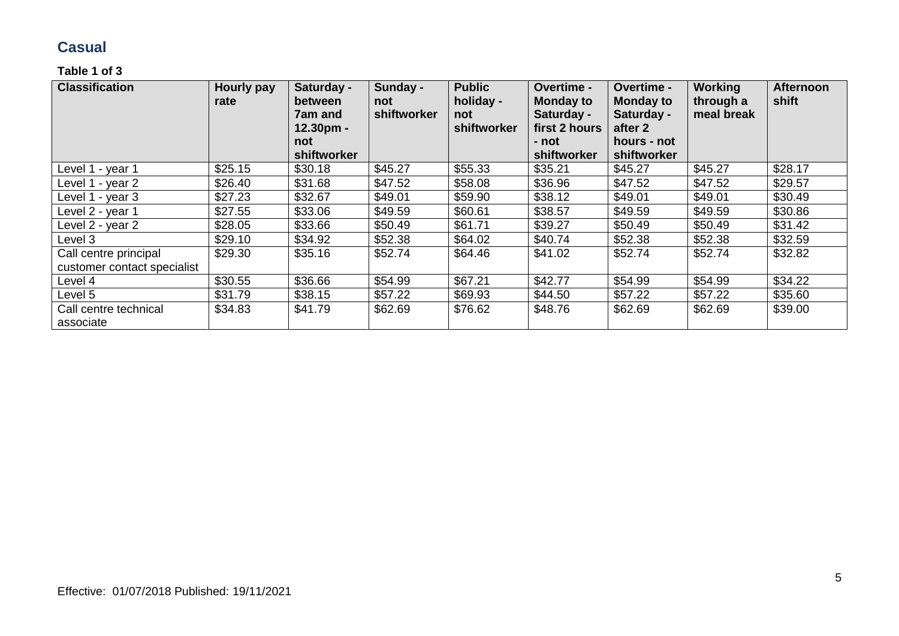## Casual

**Table 1 of 3**

| Classification | Hourly pay rate | Saturday - between 7am and 12.30pm - not shiftworker | Sunday - not shiftworker | Public holiday - not shiftworker | Overtime - Monday to Saturday - first 2 hours - not shiftworker | Overtime - Monday to Saturday - after 2 hours - not shiftworker | Working through a meal break | Afternoon shift |
|---|---|---|---|---|---|---|---|---|
| Level 1 - year 1 | $25.15 | $30.18 | $45.27 | $55.33 | $35.21 | $45.27 | $45.27 | $28.17 |
| Level 1 - year 2 | $26.40 | $31.68 | $47.52 | $58.08 | $36.96 | $47.52 | $47.52 | $29.57 |
| Level 1 - year 3 | $27.23 | $32.67 | $49.01 | $59.90 | $38.12 | $49.01 | $49.01 | $30.49 |
| Level 2 - year 1 | $27.55 | $33.06 | $49.59 | $60.61 | $38.57 | $49.59 | $49.59 | $30.86 |
| Level 2 - year 2 | $28.05 | $33.66 | $50.49 | $61.71 | $39.27 | $50.49 | $50.49 | $31.42 |
| Level 3 | $29.10 | $34.92 | $52.38 | $64.02 | $40.74 | $52.38 | $52.38 | $32.59 |
| Call centre principal customer contact specialist | $29.30 | $35.16 | $52.74 | $64.46 | $41.02 | $52.74 | $52.74 | $32.82 |
| Level 4 | $30.55 | $36.66 | $54.99 | $67.21 | $42.77 | $54.99 | $54.99 | $34.22 |
| Level 5 | $31.79 | $38.15 | $57.22 | $69.93 | $44.50 | $57.22 | $57.22 | $35.60 |
| Call centre technical associate | $34.83 | $41.79 | $62.69 | $76.62 | $48.76 | $62.69 | $62.69 | $39.00 |

Effective: 01/07/2018 Published: 19/11/2021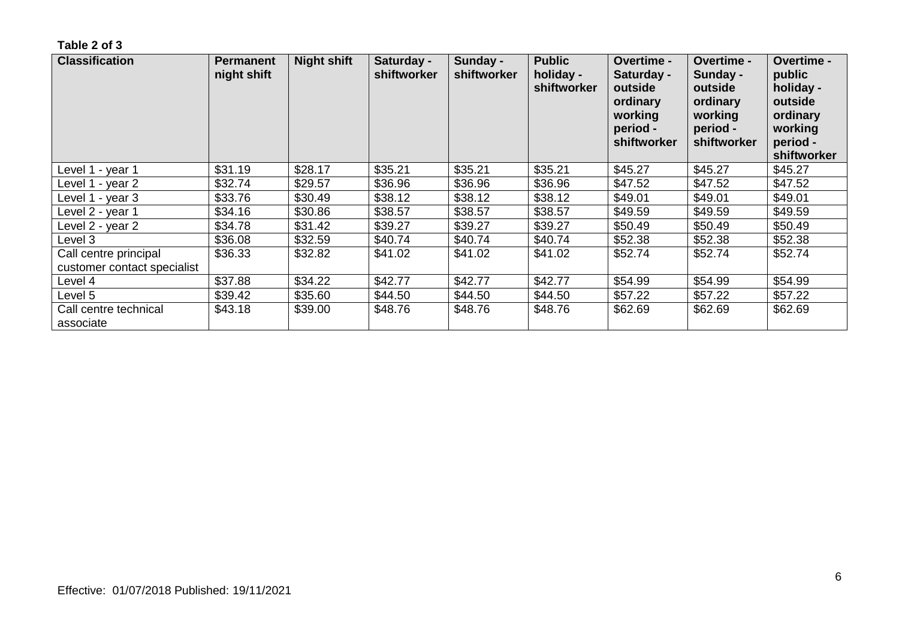**Table 2 of 3**

| Classification | Permanent night shift | Night shift | Saturday - shiftworker | Sunday - shiftworker | Public holiday - shiftworker | Overtime - Saturday - outside ordinary working period - shiftworker | Overtime - Sunday - outside ordinary working period - shiftworker | Overtime - public holiday - outside ordinary working period - shiftworker |
|---|---|---|---|---|---|---|---|---|
| Level 1 - year 1 | $31.19 | $28.17 | $35.21 | $35.21 | $35.21 | $45.27 | $45.27 | $45.27 |
| Level 1 - year 2 | $32.74 | $29.57 | $36.96 | $36.96 | $36.96 | $47.52 | $47.52 | $47.52 |
| Level 1 - year 3 | $33.76 | $30.49 | $38.12 | $38.12 | $38.12 | $49.01 | $49.01 | $49.01 |
| Level 2 - year 1 | $34.16 | $30.86 | $38.57 | $38.57 | $38.57 | $49.59 | $49.59 | $49.59 |
| Level 2 - year 2 | $34.78 | $31.42 | $39.27 | $39.27 | $39.27 | $50.49 | $50.49 | $50.49 |
| Level 3 | $36.08 | $32.59 | $40.74 | $40.74 | $40.74 | $52.38 | $52.38 | $52.38 |
| Call centre principal customer contact specialist | $36.33 | $32.82 | $41.02 | $41.02 | $41.02 | $52.74 | $52.74 | $52.74 |
| Level 4 | $37.88 | $34.22 | $42.77 | $42.77 | $42.77 | $54.99 | $54.99 | $54.99 |
| Level 5 | $39.42 | $35.60 | $44.50 | $44.50 | $44.50 | $57.22 | $57.22 | $57.22 |
| Call centre technical associate | $43.18 | $39.00 | $48.76 | $48.76 | $48.76 | $62.69 | $62.69 | $62.69 |

Effective: 01/07/2018 Published: 19/11/2021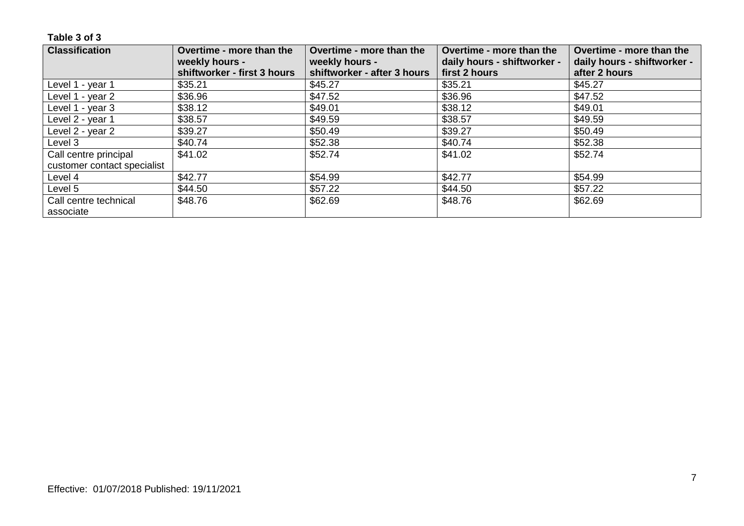**Table 3 of 3**

| Classification | Overtime - more than the weekly hours - shiftworker - first 3 hours | Overtime - more than the weekly hours - shiftworker - after 3 hours | Overtime - more than the daily hours - shiftworker - first 2 hours | Overtime - more than the daily hours - shiftworker - after 2 hours |
| --- | --- | --- | --- | --- |
| Level 1 - year 1 | $35.21 | $45.27 | $35.21 | $45.27 |
| Level 1 - year 2 | $36.96 | $47.52 | $36.96 | $47.52 |
| Level 1 - year 3 | $38.12 | $49.01 | $38.12 | $49.01 |
| Level 2 - year 1 | $38.57 | $49.59 | $38.57 | $49.59 |
| Level 2 - year 2 | $39.27 | $50.49 | $39.27 | $50.49 |
| Level 3 | $40.74 | $52.38 | $40.74 | $52.38 |
| Call centre principal customer contact specialist | $41.02 | $52.74 | $41.02 | $52.74 |
| Level 4 | $42.77 | $54.99 | $42.77 | $54.99 |
| Level 5 | $44.50 | $57.22 | $44.50 | $57.22 |
| Call centre technical associate | $48.76 | $62.69 | $48.76 | $62.69 |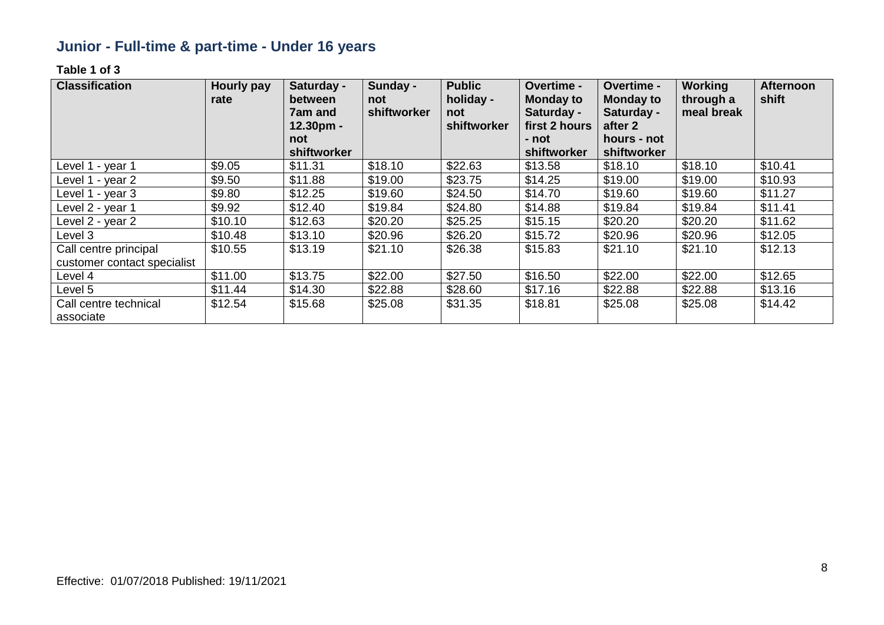## Junior - Full-time & part-time - Under 16 years

**Table 1 of 3**

| Classification | Hourly pay rate | Saturday - between 7am and 12.30pm - not shiftworker | Sunday - not shiftworker | Public holiday - not shiftworker | Overtime - Monday to Saturday - first 2 hours - not shiftworker | Overtime - Monday to Saturday - after 2 hours - not shiftworker | Working through a meal break | Afternoon shift |
|---|---|---|---|---|---|---|---|---|
| Level 1 - year 1 | $9.05 | $11.31 | $18.10 | $22.63 | $13.58 | $18.10 | $18.10 | $10.41 |
| Level 1 - year 2 | $9.50 | $11.88 | $19.00 | $23.75 | $14.25 | $19.00 | $19.00 | $10.93 |
| Level 1 - year 3 | $9.80 | $12.25 | $19.60 | $24.50 | $14.70 | $19.60 | $19.60 | $11.27 |
| Level 2 - year 1 | $9.92 | $12.40 | $19.84 | $24.80 | $14.88 | $19.84 | $19.84 | $11.41 |
| Level 2 - year 2 | $10.10 | $12.63 | $20.20 | $25.25 | $15.15 | $20.20 | $20.20 | $11.62 |
| Level 3 | $10.48 | $13.10 | $20.96 | $26.20 | $15.72 | $20.96 | $20.96 | $12.05 |
| Call centre principal customer contact specialist | $10.55 | $13.19 | $21.10 | $26.38 | $15.83 | $21.10 | $21.10 | $12.13 |
| Level 4 | $11.00 | $13.75 | $22.00 | $27.50 | $16.50 | $22.00 | $22.00 | $12.65 |
| Level 5 | $11.44 | $14.30 | $22.88 | $28.60 | $17.16 | $22.88 | $22.88 | $13.16 |
| Call centre technical associate | $12.54 | $15.68 | $25.08 | $31.35 | $18.81 | $25.08 | $25.08 | $14.42 |

Effective: 01/07/2018 Published: 19/11/2021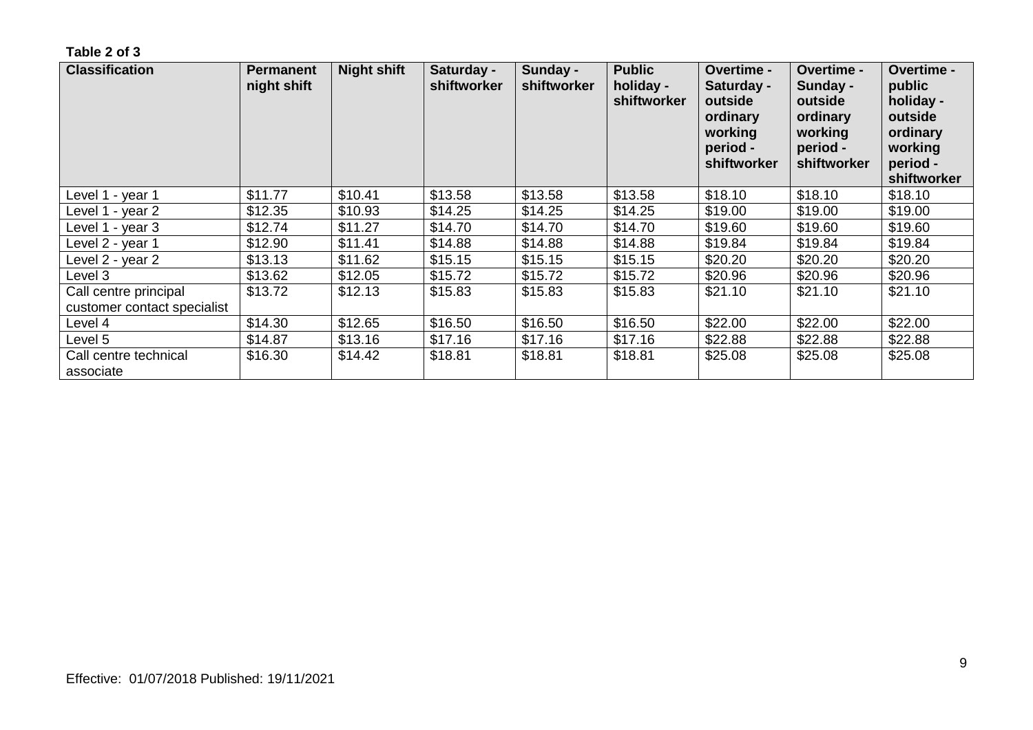**Table 2 of 3**

| Classification | Permanent night shift | Night shift | Saturday - shiftworker | Sunday - shiftworker | Public holiday - shiftworker | Overtime - Saturday - outside ordinary working period - shiftworker | Overtime - Sunday - outside ordinary working period - shiftworker | Overtime - public holiday - outside ordinary working period - shiftworker |
|---|---|---|---|---|---|---|---|---|
| Level 1 - year 1 | $11.77 | $10.41 | $13.58 | $13.58 | $13.58 | $18.10 | $18.10 | $18.10 |
| Level 1 - year 2 | $12.35 | $10.93 | $14.25 | $14.25 | $14.25 | $19.00 | $19.00 | $19.00 |
| Level 1 - year 3 | $12.74 | $11.27 | $14.70 | $14.70 | $14.70 | $19.60 | $19.60 | $19.60 |
| Level 2 - year 1 | $12.90 | $11.41 | $14.88 | $14.88 | $14.88 | $19.84 | $19.84 | $19.84 |
| Level 2 - year 2 | $13.13 | $11.62 | $15.15 | $15.15 | $15.15 | $20.20 | $20.20 | $20.20 |
| Level 3 | $13.62 | $12.05 | $15.72 | $15.72 | $15.72 | $20.96 | $20.96 | $20.96 |
| Call centre principal customer contact specialist | $13.72 | $12.13 | $15.83 | $15.83 | $15.83 | $21.10 | $21.10 | $21.10 |
| Level 4 | $14.30 | $12.65 | $16.50 | $16.50 | $16.50 | $22.00 | $22.00 | $22.00 |
| Level 5 | $14.87 | $13.16 | $17.16 | $17.16 | $17.16 | $22.88 | $22.88 | $22.88 |
| Call centre technical associate | $16.30 | $14.42 | $18.81 | $18.81 | $18.81 | $25.08 | $25.08 | $25.08 |

Effective: 01/07/2018 Published: 19/11/2021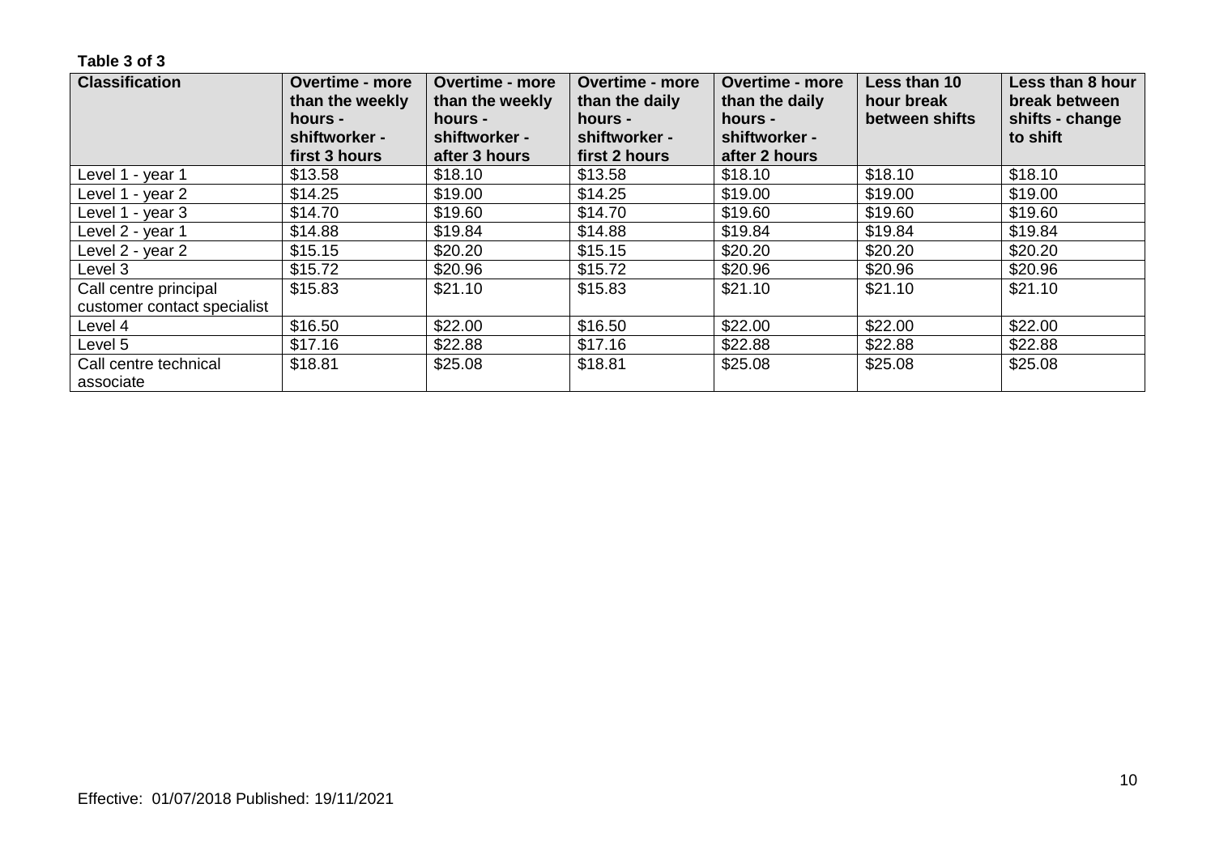**Table 3 of 3**

| Classification | Overtime - more than the weekly hours - shiftworker - first 3 hours | Overtime - more than the weekly hours - shiftworker - after 3 hours | Overtime - more than the daily hours - shiftworker - first 2 hours | Overtime - more than the daily hours - shiftworker - after 2 hours | Less than 10 hour break between shifts | Less than 8 hour break between shifts - change to shift |
|---|---|---|---|---|---|---|
| Level 1 - year 1 | $13.58 | $18.10 | $13.58 | $18.10 | $18.10 | $18.10 |
| Level 1 - year 2 | $14.25 | $19.00 | $14.25 | $19.00 | $19.00 | $19.00 |
| Level 1 - year 3 | $14.70 | $19.60 | $14.70 | $19.60 | $19.60 | $19.60 |
| Level 2 - year 1 | $14.88 | $19.84 | $14.88 | $19.84 | $19.84 | $19.84 |
| Level 2 - year 2 | $15.15 | $20.20 | $15.15 | $20.20 | $20.20 | $20.20 |
| Level 3 | $15.72 | $20.96 | $15.72 | $20.96 | $20.96 | $20.96 |
| Call centre principal customer contact specialist | $15.83 | $21.10 | $15.83 | $21.10 | $21.10 | $21.10 |
| Level 4 | $16.50 | $22.00 | $16.50 | $22.00 | $22.00 | $22.00 |
| Level 5 | $17.16 | $22.88 | $17.16 | $22.88 | $22.88 | $22.88 |
| Call centre technical associate | $18.81 | $25.08 | $18.81 | $25.08 | $25.08 | $25.08 |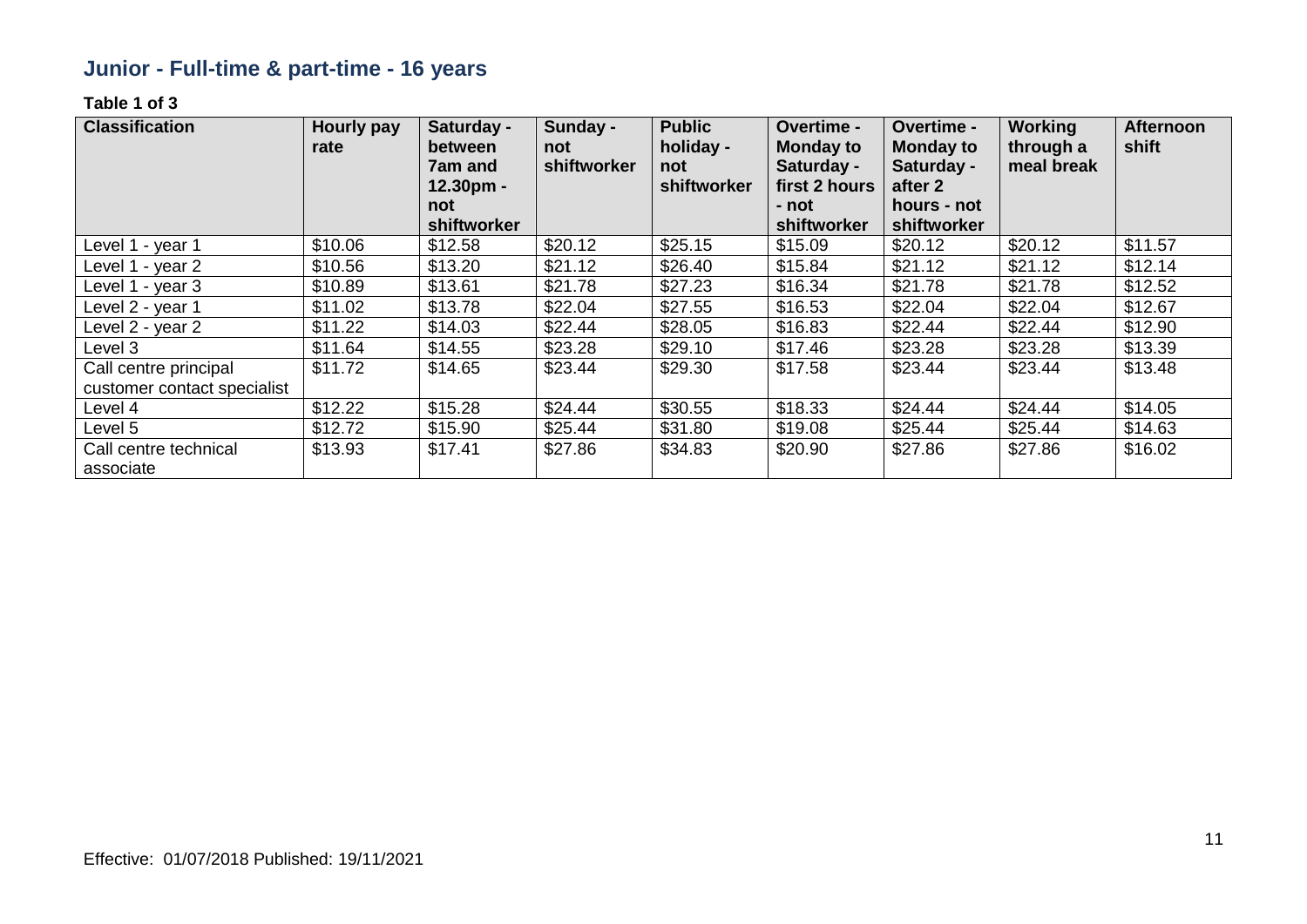## Junior - Full-time & part-time - 16 years

**Table 1 of 3**

| Classification | Hourly pay rate | Saturday - between 7am and 12.30pm - not shiftworker | Sunday - not shiftworker | Public holiday - not shiftworker | Overtime - Monday to Saturday - first 2 hours - not shiftworker | Overtime - Monday to Saturday - after 2 hours - not shiftworker | Working through a meal break | Afternoon shift |
|---|---|---|---|---|---|---|---|---|
| Level 1 - year 1 | $10.06 | $12.58 | $20.12 | $25.15 | $15.09 | $20.12 | $20.12 | $11.57 |
| Level 1 - year 2 | $10.56 | $13.20 | $21.12 | $26.40 | $15.84 | $21.12 | $21.12 | $12.14 |
| Level 1 - year 3 | $10.89 | $13.61 | $21.78 | $27.23 | $16.34 | $21.78 | $21.78 | $12.52 |
| Level 2 - year 1 | $11.02 | $13.78 | $22.04 | $27.55 | $16.53 | $22.04 | $22.04 | $12.67 |
| Level 2 - year 2 | $11.22 | $14.03 | $22.44 | $28.05 | $16.83 | $22.44 | $22.44 | $12.90 |
| Level 3 | $11.64 | $14.55 | $23.28 | $29.10 | $17.46 | $23.28 | $23.28 | $13.39 |
| Call centre principal customer contact specialist | $11.72 | $14.65 | $23.44 | $29.30 | $17.58 | $23.44 | $23.44 | $13.48 |
| Level 4 | $12.22 | $15.28 | $24.44 | $30.55 | $18.33 | $24.44 | $24.44 | $14.05 |
| Level 5 | $12.72 | $15.90 | $25.44 | $31.80 | $19.08 | $25.44 | $25.44 | $14.63 |
| Call centre technical associate | $13.93 | $17.41 | $27.86 | $34.83 | $20.90 | $27.86 | $27.86 | $16.02 |

Effective: 01/07/2018 Published: 19/11/2021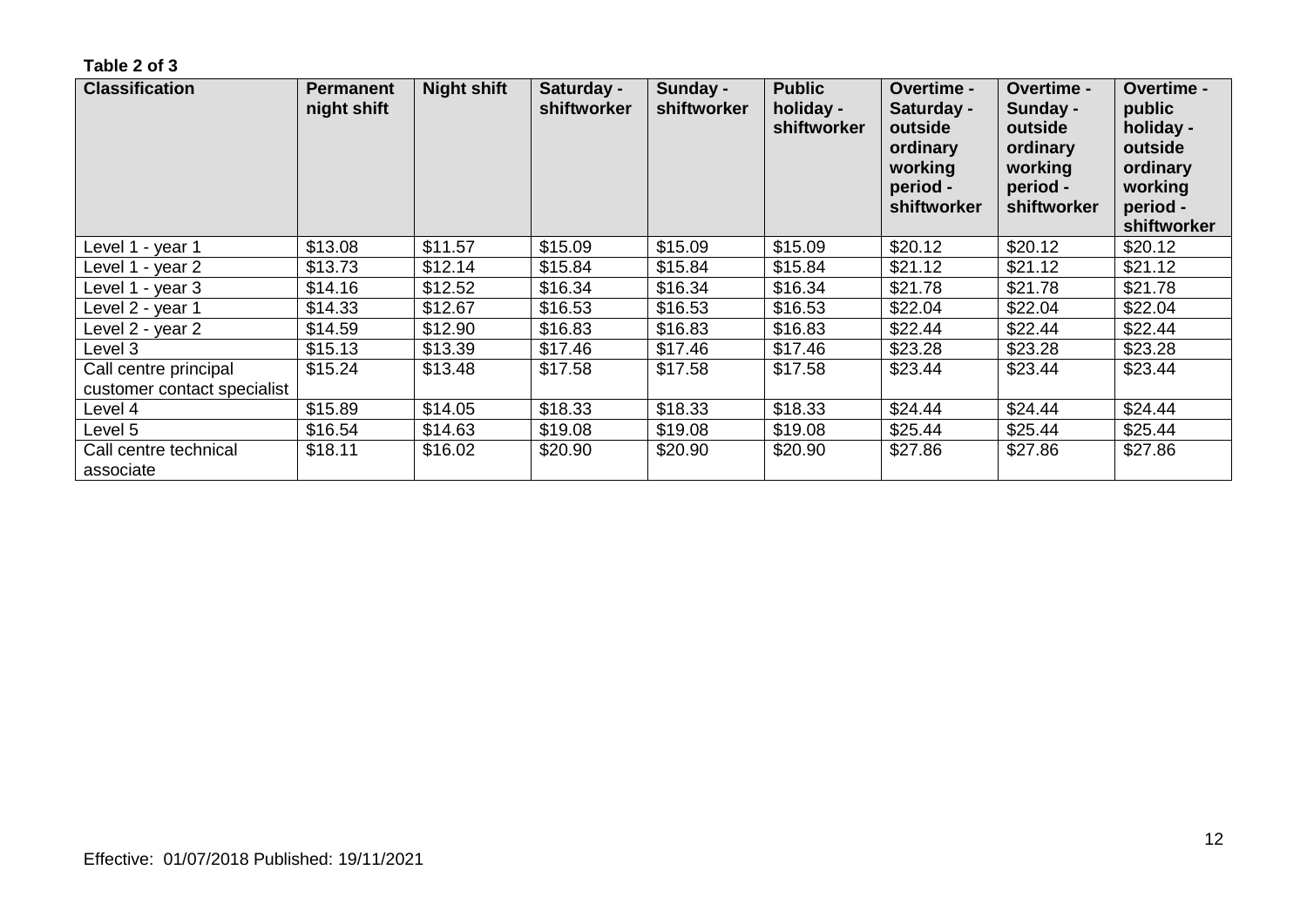**Table 2 of 3**

| Classification | Permanent night shift | Night shift | Saturday - shiftworker | Sunday - shiftworker | Public holiday - shiftworker | Overtime - Saturday - outside ordinary working period - shiftworker | Overtime - Sunday - outside ordinary working period - shiftworker | Overtime - public holiday - outside ordinary working period - shiftworker |
|---|---|---|---|---|---|---|---|---|
| Level 1 - year 1 | $13.08 | $11.57 | $15.09 | $15.09 | $15.09 | $20.12 | $20.12 | $20.12 |
| Level 1 - year 2 | $13.73 | $12.14 | $15.84 | $15.84 | $15.84 | $21.12 | $21.12 | $21.12 |
| Level 1 - year 3 | $14.16 | $12.52 | $16.34 | $16.34 | $16.34 | $21.78 | $21.78 | $21.78 |
| Level 2 - year 1 | $14.33 | $12.67 | $16.53 | $16.53 | $16.53 | $22.04 | $22.04 | $22.04 |
| Level 2 - year 2 | $14.59 | $12.90 | $16.83 | $16.83 | $16.83 | $22.44 | $22.44 | $22.44 |
| Level 3 | $15.13 | $13.39 | $17.46 | $17.46 | $17.46 | $23.28 | $23.28 | $23.28 |
| Call centre principal customer contact specialist | $15.24 | $13.48 | $17.58 | $17.58 | $17.58 | $23.44 | $23.44 | $23.44 |
| Level 4 | $15.89 | $14.05 | $18.33 | $18.33 | $18.33 | $24.44 | $24.44 | $24.44 |
| Level 5 | $16.54 | $14.63 | $19.08 | $19.08 | $19.08 | $25.44 | $25.44 | $25.44 |
| Call centre technical associate | $18.11 | $16.02 | $20.90 | $20.90 | $20.90 | $27.86 | $27.86 | $27.86 |

Effective: 01/07/2018 Published: 19/11/2021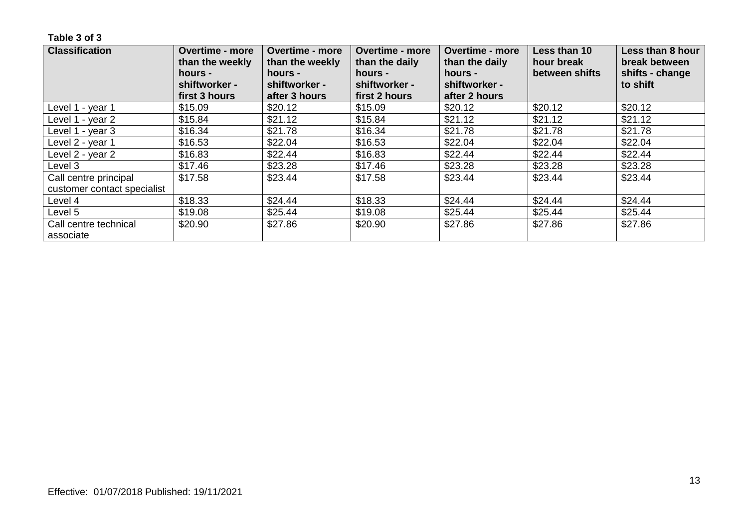**Table 3 of 3**

| Classification | Overtime - more than the weekly hours - shiftworker - first 3 hours | Overtime - more than the weekly hours - shiftworker - after 3 hours | Overtime - more than the daily hours - shiftworker - first 2 hours | Overtime - more than the daily hours - shiftworker - after 2 hours | Less than 10 hour break between shifts | Less than 8 hour break between shifts - change to shift |
|---|---|---|---|---|---|---|
| Level 1 - year 1 | $15.09 | $20.12 | $15.09 | $20.12 | $20.12 | $20.12 |
| Level 1 - year 2 | $15.84 | $21.12 | $15.84 | $21.12 | $21.12 | $21.12 |
| Level 1 - year 3 | $16.34 | $21.78 | $16.34 | $21.78 | $21.78 | $21.78 |
| Level 2 - year 1 | $16.53 | $22.04 | $16.53 | $22.04 | $22.04 | $22.04 |
| Level 2 - year 2 | $16.83 | $22.44 | $16.83 | $22.44 | $22.44 | $22.44 |
| Level 3 | $17.46 | $23.28 | $17.46 | $23.28 | $23.28 | $23.28 |
| Call centre principal customer contact specialist | $17.58 | $23.44 | $17.58 | $23.44 | $23.44 | $23.44 |
| Level 4 | $18.33 | $24.44 | $18.33 | $24.44 | $24.44 | $24.44 |
| Level 5 | $19.08 | $25.44 | $19.08 | $25.44 | $25.44 | $25.44 |
| Call centre technical associate | $20.90 | $27.86 | $20.90 | $27.86 | $27.86 | $27.86 |

Effective: 01/07/2018 Published: 19/11/2021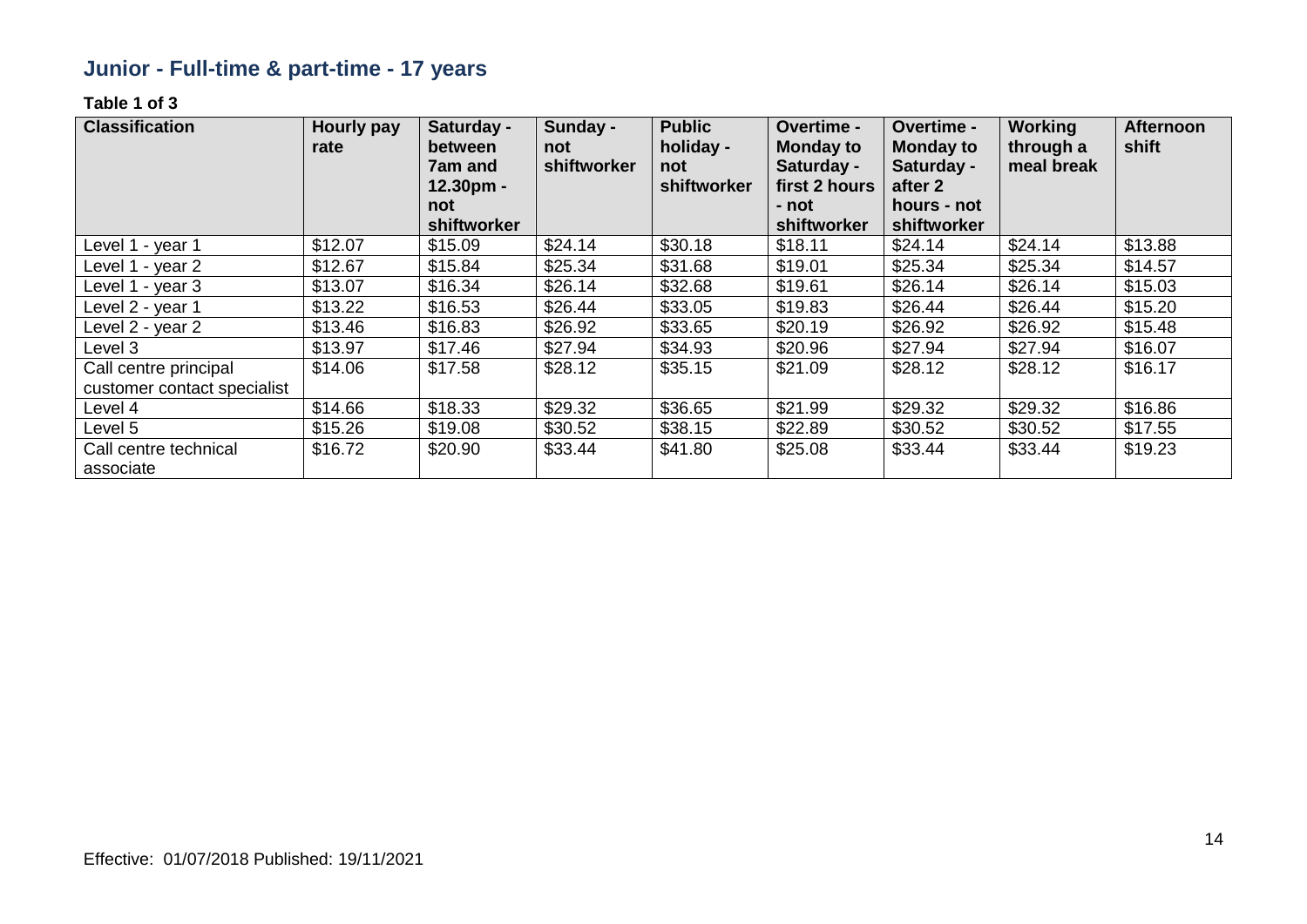## Junior - Full-time & part-time - 17 years

**Table 1 of 3**

| Classification | Hourly pay rate | Saturday - between 7am and 12.30pm - not shiftworker | Sunday - not shiftworker | Public holiday - not shiftworker | Overtime - Monday to Saturday - first 2 hours - not shiftworker | Overtime - Monday to Saturday - after 2 hours - not shiftworker | Working through a meal break | Afternoon shift |
|---|---|---|---|---|---|---|---|---|
| Level 1 - year 1 | $12.07 | $15.09 | $24.14 | $30.18 | $18.11 | $24.14 | $24.14 | $13.88 |
| Level 1 - year 2 | $12.67 | $15.84 | $25.34 | $31.68 | $19.01 | $25.34 | $25.34 | $14.57 |
| Level 1 - year 3 | $13.07 | $16.34 | $26.14 | $32.68 | $19.61 | $26.14 | $26.14 | $15.03 |
| Level 2 - year 1 | $13.22 | $16.53 | $26.44 | $33.05 | $19.83 | $26.44 | $26.44 | $15.20 |
| Level 2 - year 2 | $13.46 | $16.83 | $26.92 | $33.65 | $20.19 | $26.92 | $26.92 | $15.48 |
| Level 3 | $13.97 | $17.46 | $27.94 | $34.93 | $20.96 | $27.94 | $27.94 | $16.07 |
| Call centre principal customer contact specialist | $14.06 | $17.58 | $28.12 | $35.15 | $21.09 | $28.12 | $28.12 | $16.17 |
| Level 4 | $14.66 | $18.33 | $29.32 | $36.65 | $21.99 | $29.32 | $29.32 | $16.86 |
| Level 5 | $15.26 | $19.08 | $30.52 | $38.15 | $22.89 | $30.52 | $30.52 | $17.55 |
| Call centre technical associate | $16.72 | $20.90 | $33.44 | $41.80 | $25.08 | $33.44 | $33.44 | $19.23 |

Effective: 01/07/2018 Published: 19/11/2021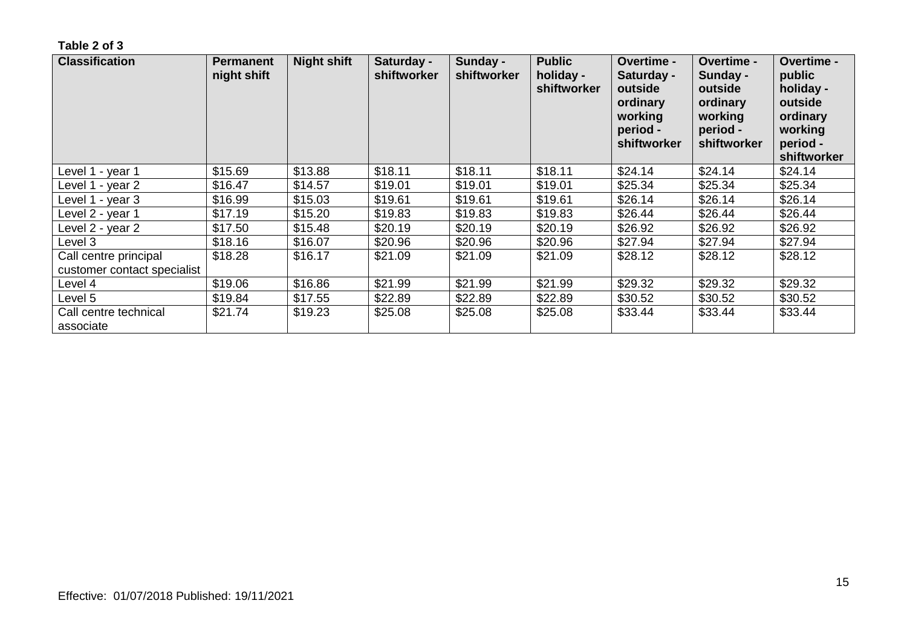**Table 2 of 3**

| Classification | Permanent night shift | Night shift | Saturday - shiftworker | Sunday - shiftworker | Public holiday - shiftworker | Overtime - Saturday - outside ordinary working period - shiftworker | Overtime - Sunday - outside ordinary working period - shiftworker | Overtime - public holiday - outside ordinary working period - shiftworker |
|---|---|---|---|---|---|---|---|---|
| Level 1 - year 1 | $15.69 | $13.88 | $18.11 | $18.11 | $18.11 | $24.14 | $24.14 | $24.14 |
| Level 1 - year 2 | $16.47 | $14.57 | $19.01 | $19.01 | $19.01 | $25.34 | $25.34 | $25.34 |
| Level 1 - year 3 | $16.99 | $15.03 | $19.61 | $19.61 | $19.61 | $26.14 | $26.14 | $26.14 |
| Level 2 - year 1 | $17.19 | $15.20 | $19.83 | $19.83 | $19.83 | $26.44 | $26.44 | $26.44 |
| Level 2 - year 2 | $17.50 | $15.48 | $20.19 | $20.19 | $20.19 | $26.92 | $26.92 | $26.92 |
| Level 3 | $18.16 | $16.07 | $20.96 | $20.96 | $20.96 | $27.94 | $27.94 | $27.94 |
| Call centre principal customer contact specialist | $18.28 | $16.17 | $21.09 | $21.09 | $21.09 | $28.12 | $28.12 | $28.12 |
| Level 4 | $19.06 | $16.86 | $21.99 | $21.99 | $21.99 | $29.32 | $29.32 | $29.32 |
| Level 5 | $19.84 | $17.55 | $22.89 | $22.89 | $22.89 | $30.52 | $30.52 | $30.52 |
| Call centre technical associate | $21.74 | $19.23 | $25.08 | $25.08 | $25.08 | $33.44 | $33.44 | $33.44 |

Effective: 01/07/2018 Published: 19/11/2021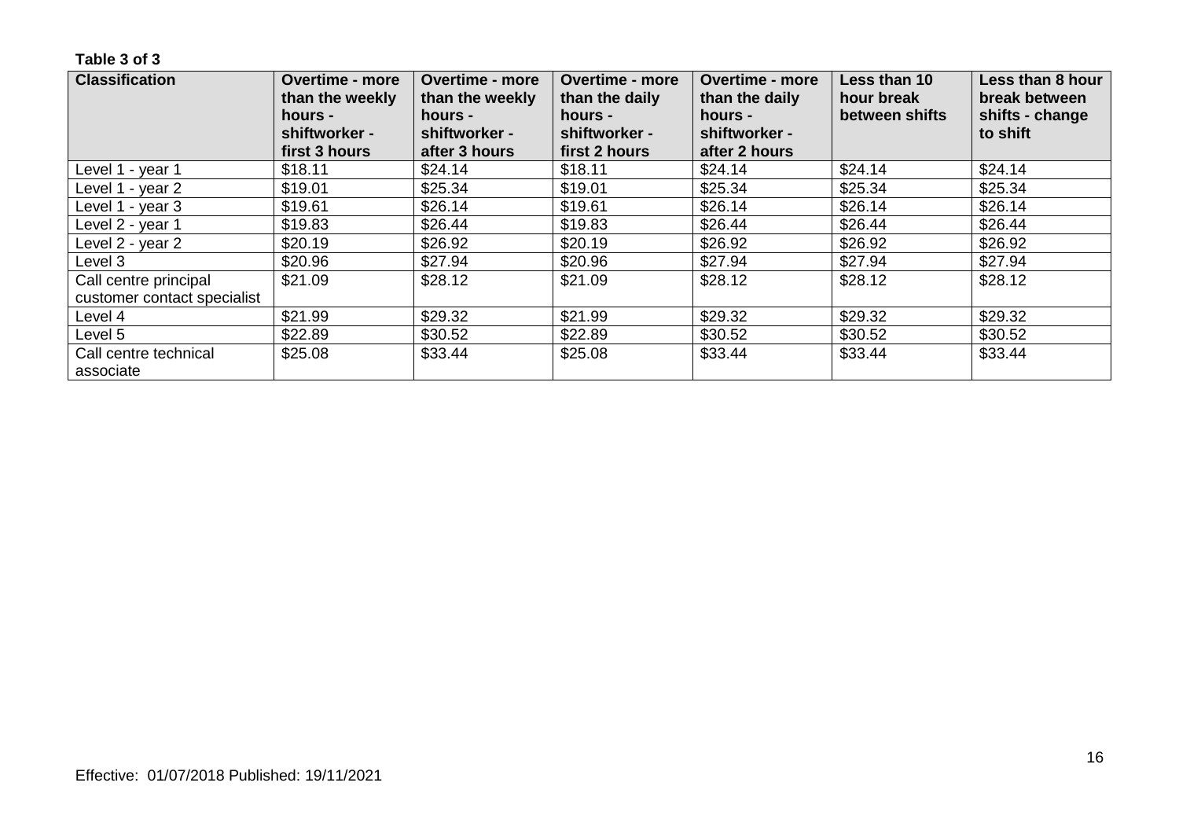**Table 3 of 3**

| Classification | Overtime - more than the weekly hours - shiftworker - first 3 hours | Overtime - more than the weekly hours - shiftworker - after 3 hours | Overtime - more than the daily hours - shiftworker - first 2 hours | Overtime - more than the daily hours - shiftworker - after 2 hours | Less than 10 hour break between shifts | Less than 8 hour break between shifts - change to shift |
|---|---|---|---|---|---|---|
| Level 1 - year 1 | $18.11 | $24.14 | $18.11 | $24.14 | $24.14 | $24.14 |
| Level 1 - year 2 | $19.01 | $25.34 | $19.01 | $25.34 | $25.34 | $25.34 |
| Level 1 - year 3 | $19.61 | $26.14 | $19.61 | $26.14 | $26.14 | $26.14 |
| Level 2 - year 1 | $19.83 | $26.44 | $19.83 | $26.44 | $26.44 | $26.44 |
| Level 2 - year 2 | $20.19 | $26.92 | $20.19 | $26.92 | $26.92 | $26.92 |
| Level 3 | $20.96 | $27.94 | $20.96 | $27.94 | $27.94 | $27.94 |
| Call centre principal customer contact specialist | $21.09 | $28.12 | $21.09 | $28.12 | $28.12 | $28.12 |
| Level 4 | $21.99 | $29.32 | $21.99 | $29.32 | $29.32 | $29.32 |
| Level 5 | $22.89 | $30.52 | $22.89 | $30.52 | $30.52 | $30.52 |
| Call centre technical associate | $25.08 | $33.44 | $25.08 | $33.44 | $33.44 | $33.44 |

Effective: 01/07/2018 Published: 19/11/2021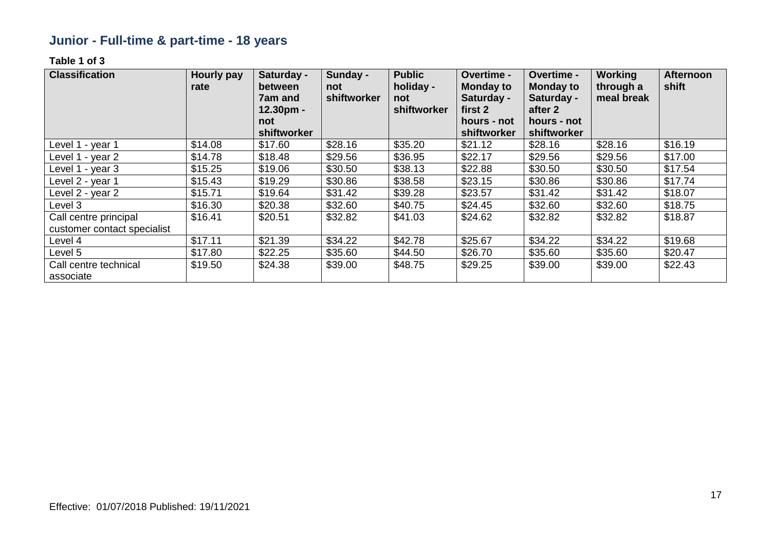## Junior - Full-time & part-time - 18 years

**Table 1 of 3**

| Classification | Hourly pay rate | Saturday - between 7am and 12.30pm - not shiftworker | Sunday - not shiftworker | Public holiday - not shiftworker | Overtime - Monday to Saturday - first 2 hours - not shiftworker | Overtime - Monday to Saturday - after 2 hours - not shiftworker | Working through a meal break | Afternoon shift |
|---|---|---|---|---|---|---|---|---|
| Level 1 - year 1 | $14.08 | $17.60 | $28.16 | $35.20 | $21.12 | $28.16 | $28.16 | $16.19 |
| Level 1 - year 2 | $14.78 | $18.48 | $29.56 | $36.95 | $22.17 | $29.56 | $29.56 | $17.00 |
| Level 1 - year 3 | $15.25 | $19.06 | $30.50 | $38.13 | $22.88 | $30.50 | $30.50 | $17.54 |
| Level 2 - year 1 | $15.43 | $19.29 | $30.86 | $38.58 | $23.15 | $30.86 | $30.86 | $17.74 |
| Level 2 - year 2 | $15.71 | $19.64 | $31.42 | $39.28 | $23.57 | $31.42 | $31.42 | $18.07 |
| Level 3 | $16.30 | $20.38 | $32.60 | $40.75 | $24.45 | $32.60 | $32.60 | $18.75 |
| Call centre principal customer contact specialist | $16.41 | $20.51 | $32.82 | $41.03 | $24.62 | $32.82 | $32.82 | $18.87 |
| Level 4 | $17.11 | $21.39 | $34.22 | $42.78 | $25.67 | $34.22 | $34.22 | $19.68 |
| Level 5 | $17.80 | $22.25 | $35.60 | $44.50 | $26.70 | $35.60 | $35.60 | $20.47 |
| Call centre technical associate | $19.50 | $24.38 | $39.00 | $48.75 | $29.25 | $39.00 | $39.00 | $22.43 |

Effective: 01/07/2018 Published: 19/11/2021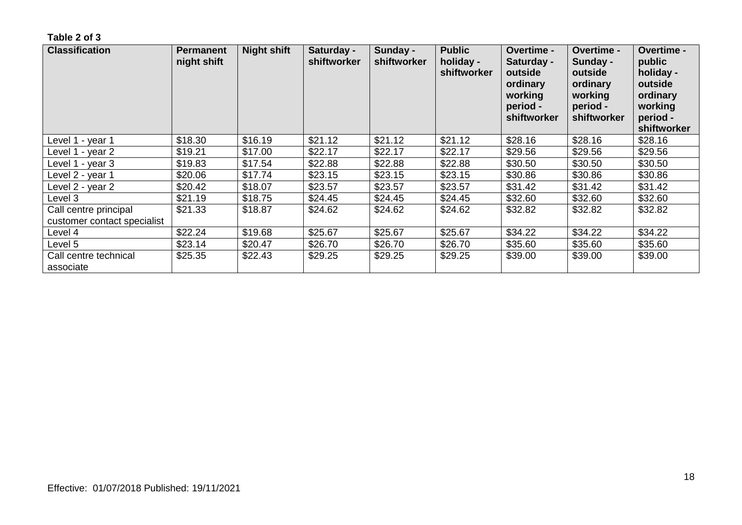**Table 2 of 3**

| Classification | Permanent night shift | Night shift | Saturday - shiftworker | Sunday - shiftworker | Public holiday - shiftworker | Overtime - Saturday - outside ordinary working period - shiftworker | Overtime - Sunday - outside ordinary working period - shiftworker | Overtime - public holiday - outside ordinary working period - shiftworker |
|---|---|---|---|---|---|---|---|---|
| Level 1 - year 1 | $18.30 | $16.19 | $21.12 | $21.12 | $21.12 | $28.16 | $28.16 | $28.16 |
| Level 1 - year 2 | $19.21 | $17.00 | $22.17 | $22.17 | $22.17 | $29.56 | $29.56 | $29.56 |
| Level 1 - year 3 | $19.83 | $17.54 | $22.88 | $22.88 | $22.88 | $30.50 | $30.50 | $30.50 |
| Level 2 - year 1 | $20.06 | $17.74 | $23.15 | $23.15 | $23.15 | $30.86 | $30.86 | $30.86 |
| Level 2 - year 2 | $20.42 | $18.07 | $23.57 | $23.57 | $23.57 | $31.42 | $31.42 | $31.42 |
| Level 3 | $21.19 | $18.75 | $24.45 | $24.45 | $24.45 | $32.60 | $32.60 | $32.60 |
| Call centre principal customer contact specialist | $21.33 | $18.87 | $24.62 | $24.62 | $24.62 | $32.82 | $32.82 | $32.82 |
| Level 4 | $22.24 | $19.68 | $25.67 | $25.67 | $25.67 | $34.22 | $34.22 | $34.22 |
| Level 5 | $23.14 | $20.47 | $26.70 | $26.70 | $26.70 | $35.60 | $35.60 | $35.60 |
| Call centre technical associate | $25.35 | $22.43 | $29.25 | $29.25 | $29.25 | $39.00 | $39.00 | $39.00 |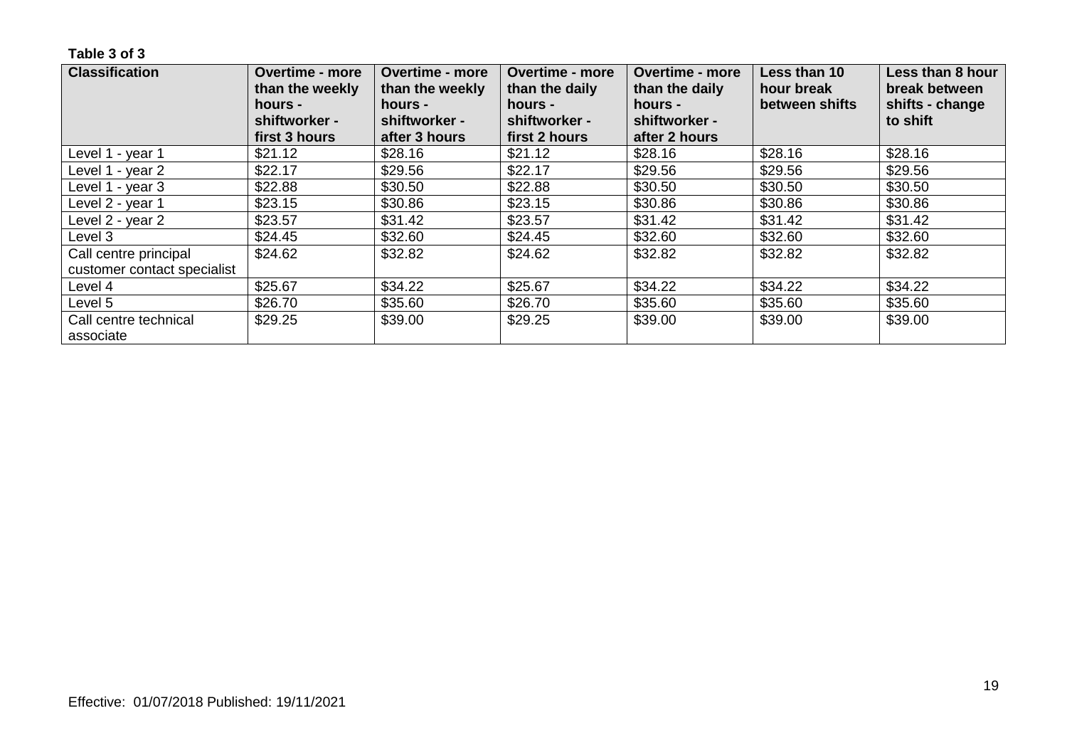**Table 3 of 3**

| Classification | Overtime - more than the weekly hours - shiftworker - first 3 hours | Overtime - more than the weekly hours - shiftworker - after 3 hours | Overtime - more than the daily hours - shiftworker - first 2 hours | Overtime - more than the daily hours - shiftworker - after 2 hours | Less than 10 hour break between shifts | Less than 8 hour break between shifts - change to shift |
|---|---|---|---|---|---|---|
| Level 1 - year 1 | $21.12 | $28.16 | $21.12 | $28.16 | $28.16 | $28.16 |
| Level 1 - year 2 | $22.17 | $29.56 | $22.17 | $29.56 | $29.56 | $29.56 |
| Level 1 - year 3 | $22.88 | $30.50 | $22.88 | $30.50 | $30.50 | $30.50 |
| Level 2 - year 1 | $23.15 | $30.86 | $23.15 | $30.86 | $30.86 | $30.86 |
| Level 2 - year 2 | $23.57 | $31.42 | $23.57 | $31.42 | $31.42 | $31.42 |
| Level 3 | $24.45 | $32.60 | $24.45 | $32.60 | $32.60 | $32.60 |
| Call centre principal customer contact specialist | $24.62 | $32.82 | $24.62 | $32.82 | $32.82 | $32.82 |
| Level 4 | $25.67 | $34.22 | $25.67 | $34.22 | $34.22 | $34.22 |
| Level 5 | $26.70 | $35.60 | $26.70 | $35.60 | $35.60 | $35.60 |
| Call centre technical associate | $29.25 | $39.00 | $29.25 | $39.00 | $39.00 | $39.00 |

Effective: 01/07/2018 Published: 19/11/2021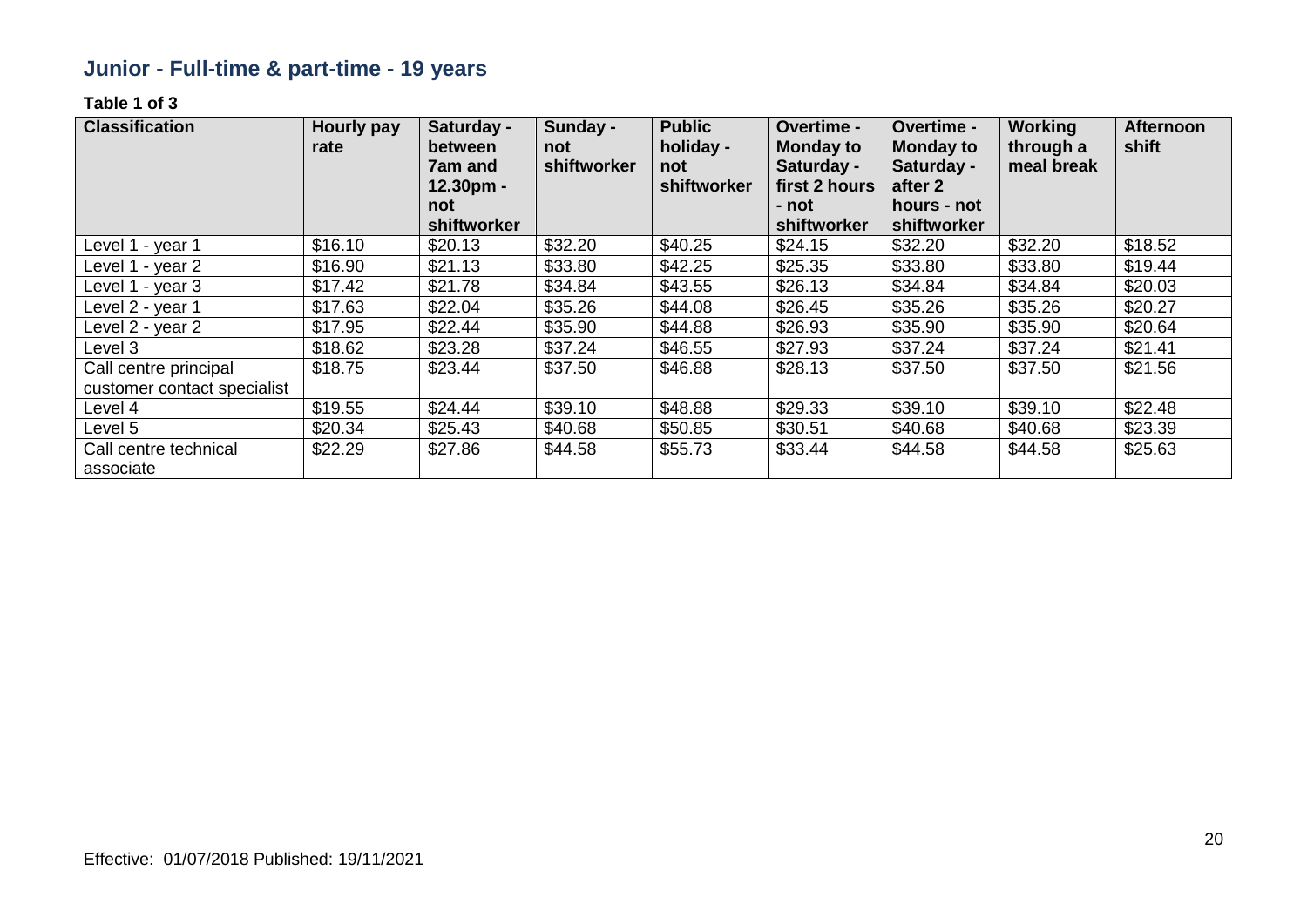## Junior - Full-time & part-time - 19 years

**Table 1 of 3**

| Classification | Hourly pay rate | Saturday - between 7am and 12.30pm - not shiftworker | Sunday - not shiftworker | Public holiday - not shiftworker | Overtime - Monday to Saturday - first 2 hours - not shiftworker | Overtime - Monday to Saturday - after 2 hours - not shiftworker | Working through a meal break | Afternoon shift |
|---|---|---|---|---|---|---|---|---|
| Level 1 - year 1 | $16.10 | $20.13 | $32.20 | $40.25 | $24.15 | $32.20 | $32.20 | $18.52 |
| Level 1 - year 2 | $16.90 | $21.13 | $33.80 | $42.25 | $25.35 | $33.80 | $33.80 | $19.44 |
| Level 1 - year 3 | $17.42 | $21.78 | $34.84 | $43.55 | $26.13 | $34.84 | $34.84 | $20.03 |
| Level 2 - year 1 | $17.63 | $22.04 | $35.26 | $44.08 | $26.45 | $35.26 | $35.26 | $20.27 |
| Level 2 - year 2 | $17.95 | $22.44 | $35.90 | $44.88 | $26.93 | $35.90 | $35.90 | $20.64 |
| Level 3 | $18.62 | $23.28 | $37.24 | $46.55 | $27.93 | $37.24 | $37.24 | $21.41 |
| Call centre principal customer contact specialist | $18.75 | $23.44 | $37.50 | $46.88 | $28.13 | $37.50 | $37.50 | $21.56 |
| Level 4 | $19.55 | $24.44 | $39.10 | $48.88 | $29.33 | $39.10 | $39.10 | $22.48 |
| Level 5 | $20.34 | $25.43 | $40.68 | $50.85 | $30.51 | $40.68 | $40.68 | $23.39 |
| Call centre technical associate | $22.29 | $27.86 | $44.58 | $55.73 | $33.44 | $44.58 | $44.58 | $25.63 |

Effective: 01/07/2018 Published: 19/11/2021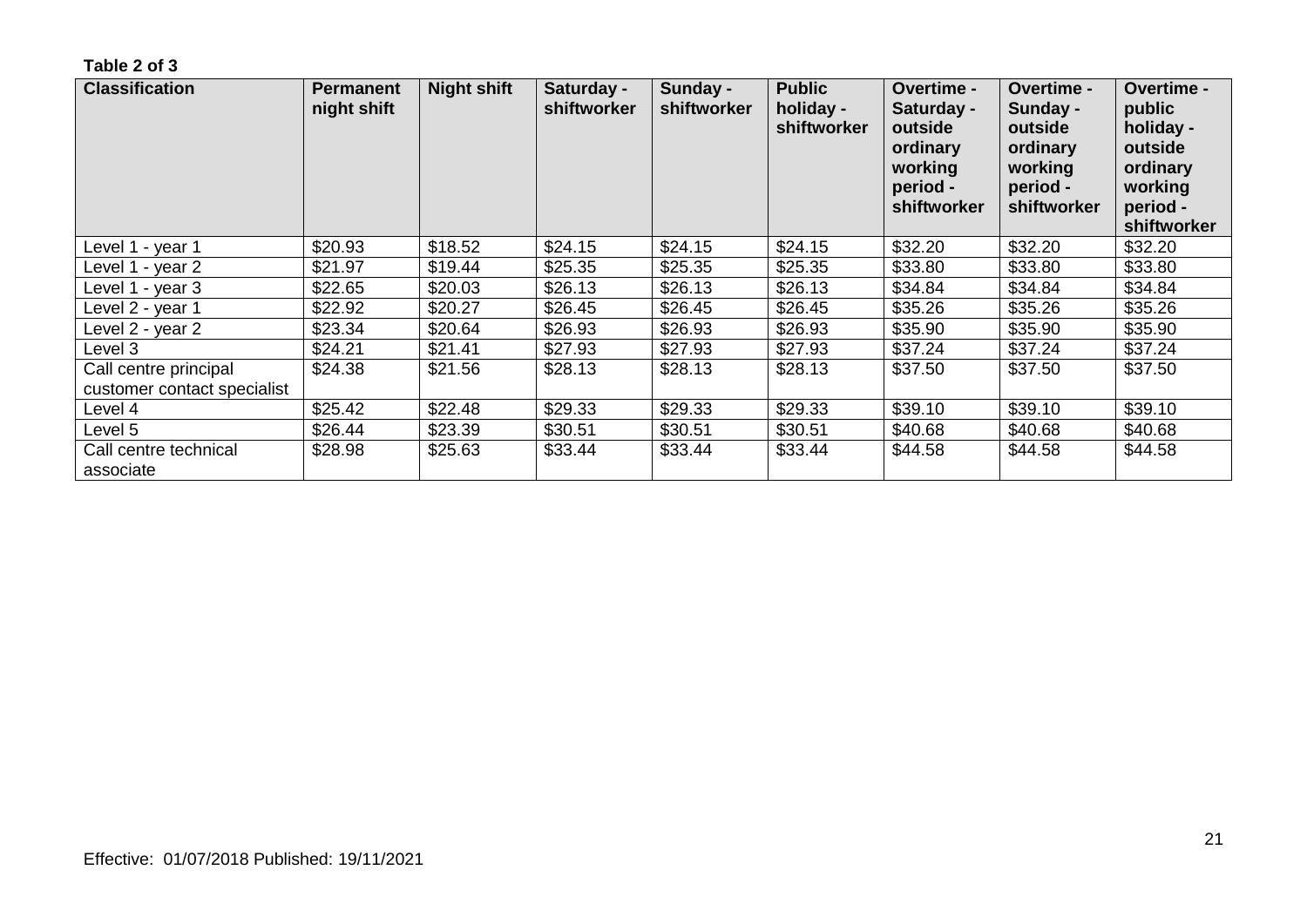**Table 2 of 3**

| Classification | Permanent night shift | Night shift | Saturday - shiftworker | Sunday - shiftworker | Public holiday - shiftworker | Overtime - Saturday - outside ordinary working period - shiftworker | Overtime - Sunday - outside ordinary working period - shiftworker | Overtime - public holiday - outside ordinary working period - shiftworker |
|---|---|---|---|---|---|---|---|---|
| Level 1 - year 1 | $20.93 | $18.52 | $24.15 | $24.15 | $24.15 | $32.20 | $32.20 | $32.20 |
| Level 1 - year 2 | $21.97 | $19.44 | $25.35 | $25.35 | $25.35 | $33.80 | $33.80 | $33.80 |
| Level 1 - year 3 | $22.65 | $20.03 | $26.13 | $26.13 | $26.13 | $34.84 | $34.84 | $34.84 |
| Level 2 - year 1 | $22.92 | $20.27 | $26.45 | $26.45 | $26.45 | $35.26 | $35.26 | $35.26 |
| Level 2 - year 2 | $23.34 | $20.64 | $26.93 | $26.93 | $26.93 | $35.90 | $35.90 | $35.90 |
| Level 3 | $24.21 | $21.41 | $27.93 | $27.93 | $27.93 | $37.24 | $37.24 | $37.24 |
| Call centre principal customer contact specialist | $24.38 | $21.56 | $28.13 | $28.13 | $28.13 | $37.50 | $37.50 | $37.50 |
| Level 4 | $25.42 | $22.48 | $29.33 | $29.33 | $29.33 | $39.10 | $39.10 | $39.10 |
| Level 5 | $26.44 | $23.39 | $30.51 | $30.51 | $30.51 | $40.68 | $40.68 | $40.68 |
| Call centre technical associate | $28.98 | $25.63 | $33.44 | $33.44 | $33.44 | $44.58 | $44.58 | $44.58 |

Effective: 01/07/2018 Published: 19/11/2021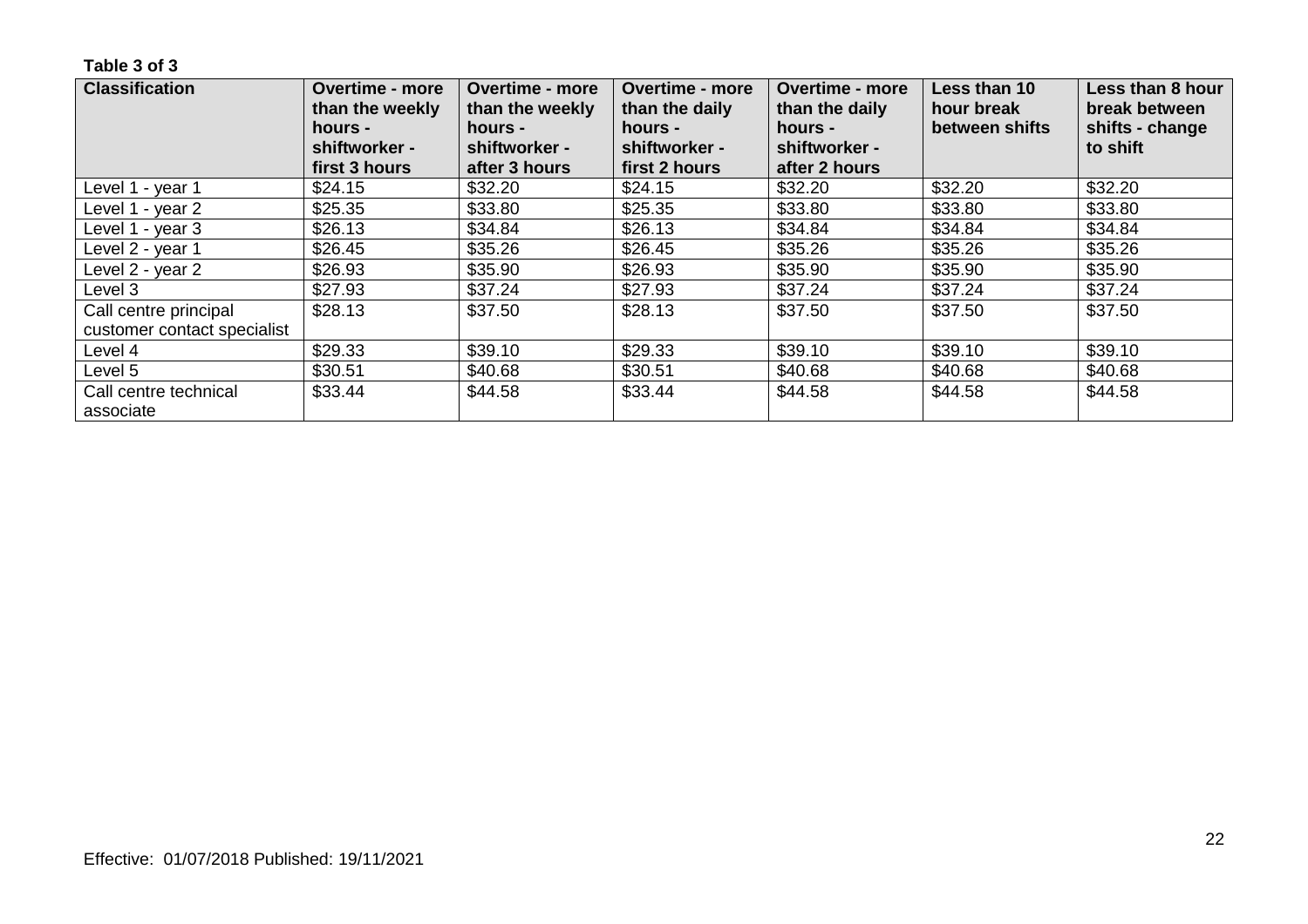**Table 3 of 3**

| Classification | Overtime - more than the weekly hours - shiftworker - first 3 hours | Overtime - more than the weekly hours - shiftworker - after 3 hours | Overtime - more than the daily hours - shiftworker - first 2 hours | Overtime - more than the daily hours - shiftworker - after 2 hours | Less than 10 hour break between shifts | Less than 8 hour break between shifts - change to shift |
|---|---|---|---|---|---|---|
| Level 1 - year 1 | $24.15 | $32.20 | $24.15 | $32.20 | $32.20 | $32.20 |
| Level 1 - year 2 | $25.35 | $33.80 | $25.35 | $33.80 | $33.80 | $33.80 |
| Level 1 - year 3 | $26.13 | $34.84 | $26.13 | $34.84 | $34.84 | $34.84 |
| Level 2 - year 1 | $26.45 | $35.26 | $26.45 | $35.26 | $35.26 | $35.26 |
| Level 2 - year 2 | $26.93 | $35.90 | $26.93 | $35.90 | $35.90 | $35.90 |
| Level 3 | $27.93 | $37.24 | $27.93 | $37.24 | $37.24 | $37.24 |
| Call centre principal customer contact specialist | $28.13 | $37.50 | $28.13 | $37.50 | $37.50 | $37.50 |
| Level 4 | $29.33 | $39.10 | $29.33 | $39.10 | $39.10 | $39.10 |
| Level 5 | $30.51 | $40.68 | $30.51 | $40.68 | $40.68 | $40.68 |
| Call centre technical associate | $33.44 | $44.58 | $33.44 | $44.58 | $44.58 | $44.58 |

Effective: 01/07/2018 Published: 19/11/2021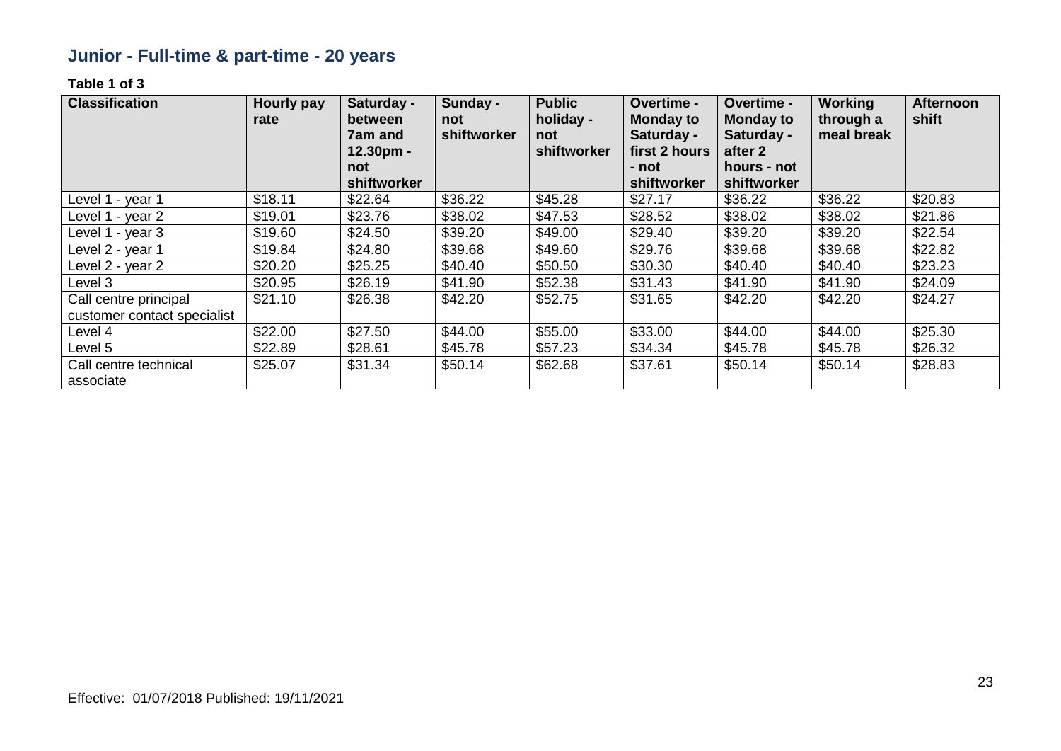## Junior - Full-time & part-time - 20 years

**Table 1 of 3**

| Classification | Hourly pay rate | Saturday - between 7am and 12.30pm - not shiftworker | Sunday - not shiftworker | Public holiday - not shiftworker | Overtime - Monday to Saturday - first 2 hours - not shiftworker | Overtime - Monday to Saturday - after 2 hours - not shiftworker | Working through a meal break | Afternoon shift |
|---|---|---|---|---|---|---|---|---|
| Level 1 - year 1 | $18.11 | $22.64 | $36.22 | $45.28 | $27.17 | $36.22 | $36.22 | $20.83 |
| Level 1 - year 2 | $19.01 | $23.76 | $38.02 | $47.53 | $28.52 | $38.02 | $38.02 | $21.86 |
| Level 1 - year 3 | $19.60 | $24.50 | $39.20 | $49.00 | $29.40 | $39.20 | $39.20 | $22.54 |
| Level 2 - year 1 | $19.84 | $24.80 | $39.68 | $49.60 | $29.76 | $39.68 | $39.68 | $22.82 |
| Level 2 - year 2 | $20.20 | $25.25 | $40.40 | $50.50 | $30.30 | $40.40 | $40.40 | $23.23 |
| Level 3 | $20.95 | $26.19 | $41.90 | $52.38 | $31.43 | $41.90 | $41.90 | $24.09 |
| Call centre principal customer contact specialist | $21.10 | $26.38 | $42.20 | $52.75 | $31.65 | $42.20 | $42.20 | $24.27 |
| Level 4 | $22.00 | $27.50 | $44.00 | $55.00 | $33.00 | $44.00 | $44.00 | $25.30 |
| Level 5 | $22.89 | $28.61 | $45.78 | $57.23 | $34.34 | $45.78 | $45.78 | $26.32 |
| Call centre technical associate | $25.07 | $31.34 | $50.14 | $62.68 | $37.61 | $50.14 | $50.14 | $28.83 |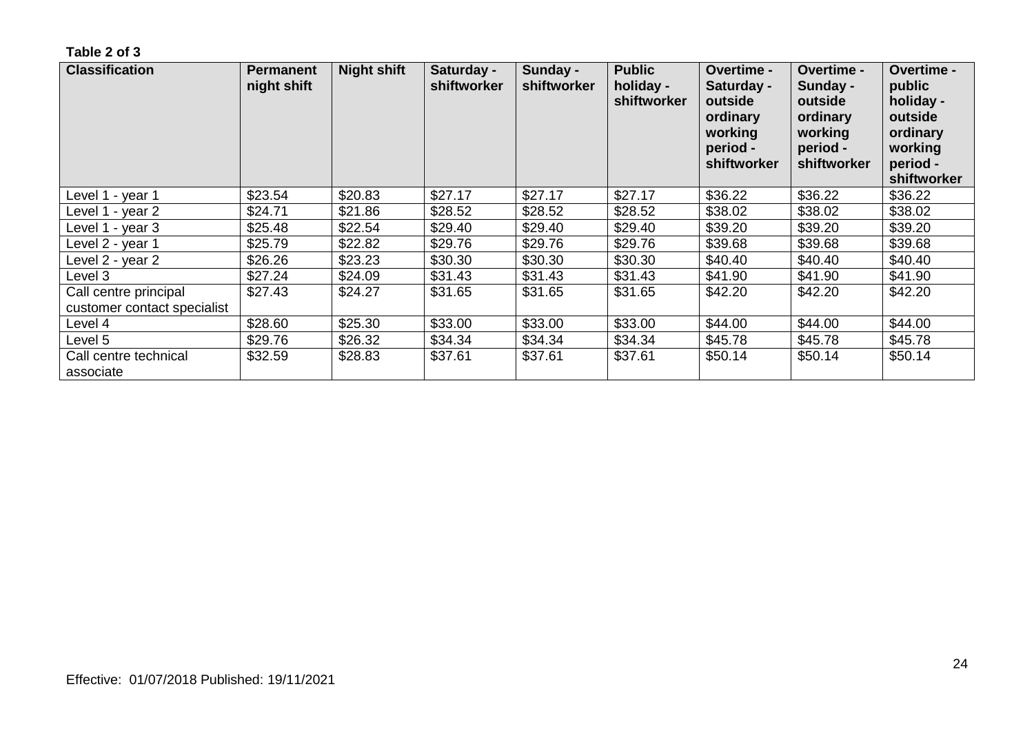**Table 2 of 3**

| Classification | Permanent night shift | Night shift | Saturday - shiftworker | Sunday - shiftworker | Public holiday - shiftworker | Overtime - Saturday - outside ordinary working period - shiftworker | Overtime - Sunday - outside ordinary working period - shiftworker | Overtime - public holiday - outside ordinary working period - shiftworker |
|---|---|---|---|---|---|---|---|---|
| Level 1 - year 1 | $23.54 | $20.83 | $27.17 | $27.17 | $27.17 | $36.22 | $36.22 | $36.22 |
| Level 1 - year 2 | $24.71 | $21.86 | $28.52 | $28.52 | $28.52 | $38.02 | $38.02 | $38.02 |
| Level 1 - year 3 | $25.48 | $22.54 | $29.40 | $29.40 | $29.40 | $39.20 | $39.20 | $39.20 |
| Level 2 - year 1 | $25.79 | $22.82 | $29.76 | $29.76 | $29.76 | $39.68 | $39.68 | $39.68 |
| Level 2 - year 2 | $26.26 | $23.23 | $30.30 | $30.30 | $30.30 | $40.40 | $40.40 | $40.40 |
| Level 3 | $27.24 | $24.09 | $31.43 | $31.43 | $31.43 | $41.90 | $41.90 | $41.90 |
| Call centre principal customer contact specialist | $27.43 | $24.27 | $31.65 | $31.65 | $31.65 | $42.20 | $42.20 | $42.20 |
| Level 4 | $28.60 | $25.30 | $33.00 | $33.00 | $33.00 | $44.00 | $44.00 | $44.00 |
| Level 5 | $29.76 | $26.32 | $34.34 | $34.34 | $34.34 | $45.78 | $45.78 | $45.78 |
| Call centre technical associate | $32.59 | $28.83 | $37.61 | $37.61 | $37.61 | $50.14 | $50.14 | $50.14 |

Effective: 01/07/2018 Published: 19/11/2021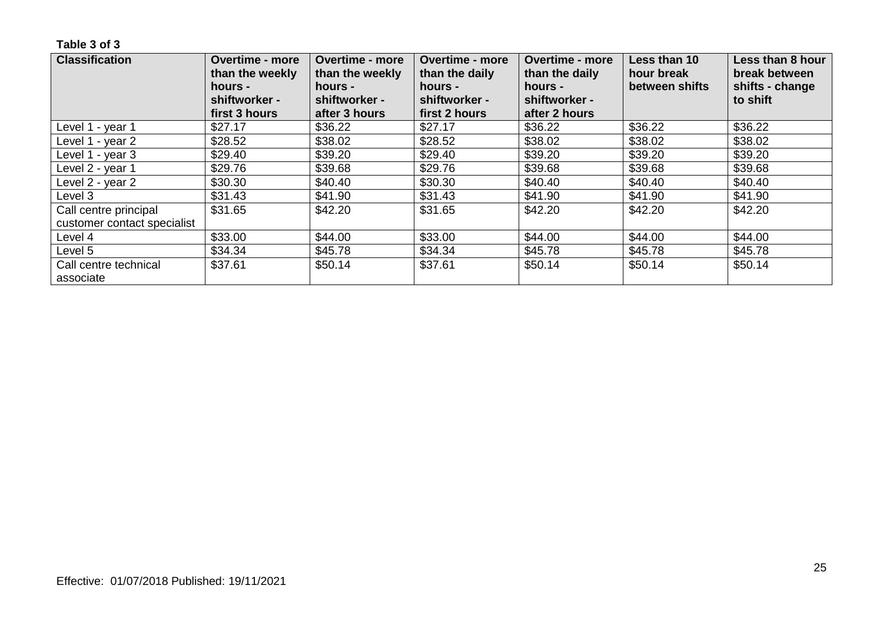**Table 3 of 3**

| Classification | Overtime - more than the weekly hours - shiftworker - first 3 hours | Overtime - more than the weekly hours - shiftworker - after 3 hours | Overtime - more than the daily hours - shiftworker - first 2 hours | Overtime - more than the daily hours - shiftworker - after 2 hours | Less than 10 hour break between shifts | Less than 8 hour break between shifts - change to shift |
|---|---|---|---|---|---|---|
| Level 1 - year 1 | $27.17 | $36.22 | $27.17 | $36.22 | $36.22 | $36.22 |
| Level 1 - year 2 | $28.52 | $38.02 | $28.52 | $38.02 | $38.02 | $38.02 |
| Level 1 - year 3 | $29.40 | $39.20 | $29.40 | $39.20 | $39.20 | $39.20 |
| Level 2 - year 1 | $29.76 | $39.68 | $29.76 | $39.68 | $39.68 | $39.68 |
| Level 2 - year 2 | $30.30 | $40.40 | $30.30 | $40.40 | $40.40 | $40.40 |
| Level 3 | $31.43 | $41.90 | $31.43 | $41.90 | $41.90 | $41.90 |
| Call centre principal customer contact specialist | $31.65 | $42.20 | $31.65 | $42.20 | $42.20 | $42.20 |
| Level 4 | $33.00 | $44.00 | $33.00 | $44.00 | $44.00 | $44.00 |
| Level 5 | $34.34 | $45.78 | $34.34 | $45.78 | $45.78 | $45.78 |
| Call centre technical associate | $37.61 | $50.14 | $37.61 | $50.14 | $50.14 | $50.14 |

Effective: 01/07/2018 Published: 19/11/2021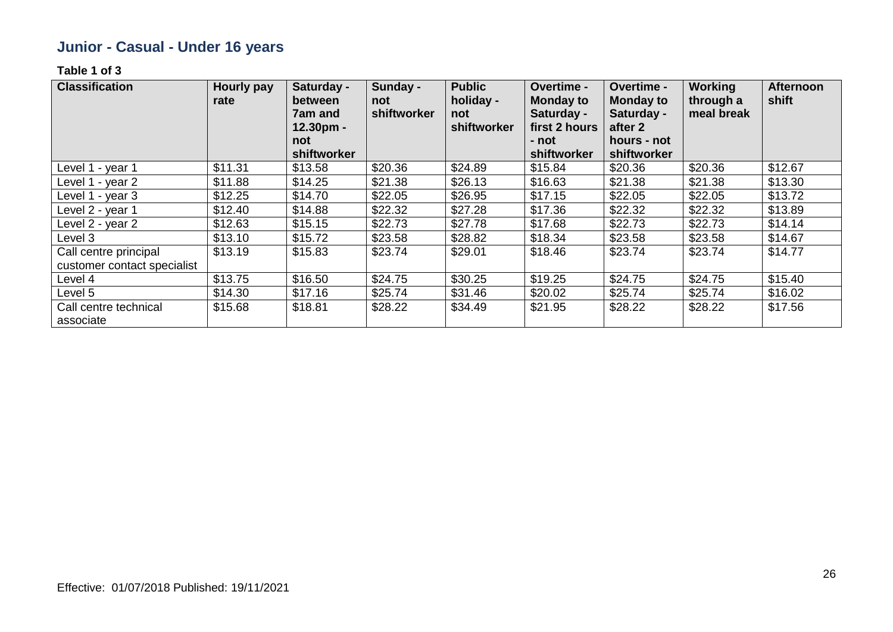## Junior - Casual - Under 16 years

**Table 1 of 3**

| Classification | Hourly pay rate | Saturday - between 7am and 12.30pm - not shiftworker | Sunday - not shiftworker | Public holiday - not shiftworker | Overtime - Monday to Saturday - first 2 hours - not shiftworker | Overtime - Monday to Saturday - after 2 hours - not shiftworker | Working through a meal break | Afternoon shift |
|---|---|---|---|---|---|---|---|---|
| Level 1 - year 1 | $11.31 | $13.58 | $20.36 | $24.89 | $15.84 | $20.36 | $20.36 | $12.67 |
| Level 1 - year 2 | $11.88 | $14.25 | $21.38 | $26.13 | $16.63 | $21.38 | $21.38 | $13.30 |
| Level 1 - year 3 | $12.25 | $14.70 | $22.05 | $26.95 | $17.15 | $22.05 | $22.05 | $13.72 |
| Level 2 - year 1 | $12.40 | $14.88 | $22.32 | $27.28 | $17.36 | $22.32 | $22.32 | $13.89 |
| Level 2 - year 2 | $12.63 | $15.15 | $22.73 | $27.78 | $17.68 | $22.73 | $22.73 | $14.14 |
| Level 3 | $13.10 | $15.72 | $23.58 | $28.82 | $18.34 | $23.58 | $23.58 | $14.67 |
| Call centre principal customer contact specialist | $13.19 | $15.83 | $23.74 | $29.01 | $18.46 | $23.74 | $23.74 | $14.77 |
| Level 4 | $13.75 | $16.50 | $24.75 | $30.25 | $19.25 | $24.75 | $24.75 | $15.40 |
| Level 5 | $14.30 | $17.16 | $25.74 | $31.46 | $20.02 | $25.74 | $25.74 | $16.02 |
| Call centre technical associate | $15.68 | $18.81 | $28.22 | $34.49 | $21.95 | $28.22 | $28.22 | $17.56 |

Effective: 01/07/2018 Published: 19/11/2021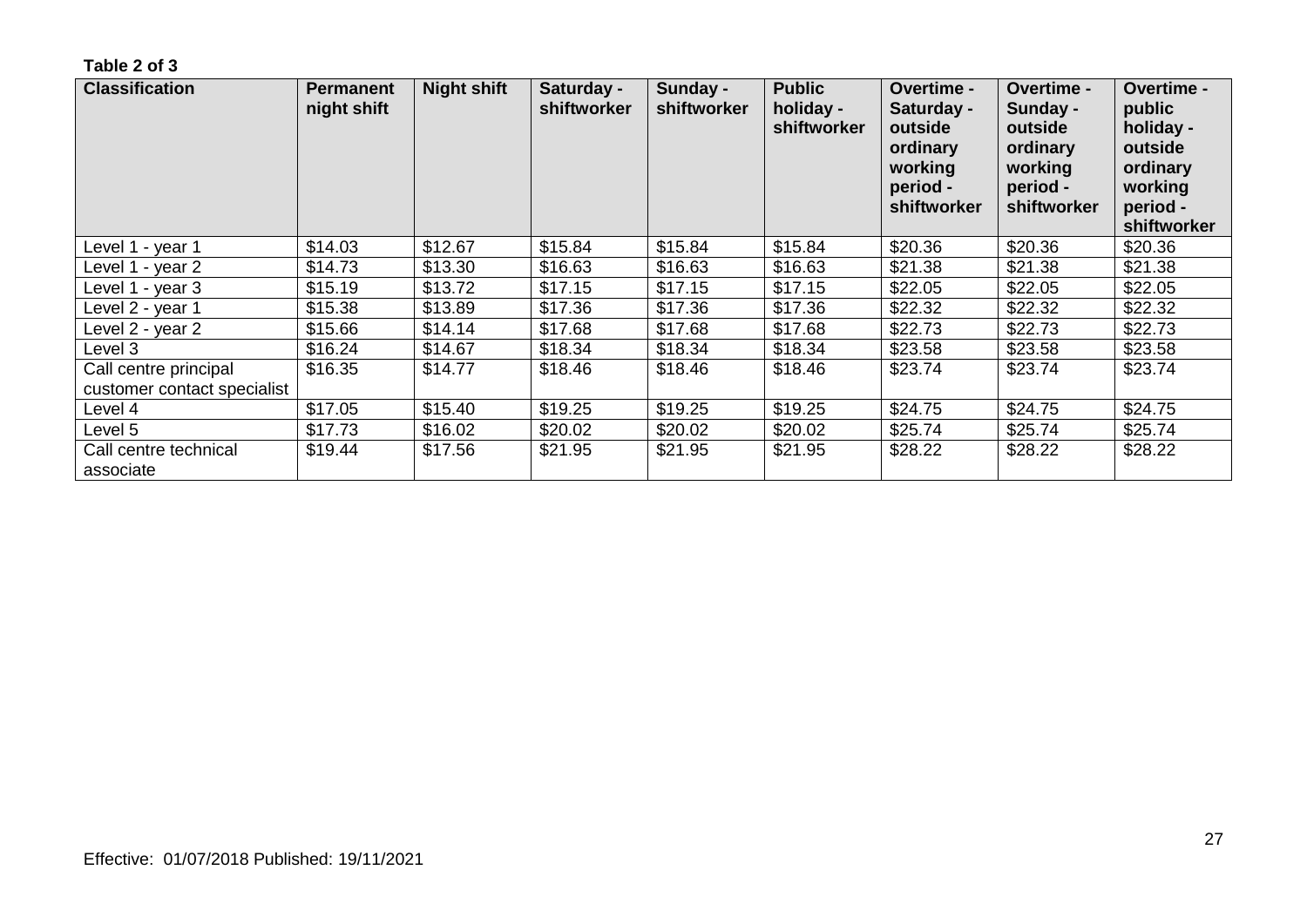**Table 2 of 3**

| Classification | Permanent night shift | Night shift | Saturday - shiftworker | Sunday - shiftworker | Public holiday - shiftworker | Overtime - Saturday - outside ordinary working period - shiftworker | Overtime - Sunday - outside ordinary working period - shiftworker | Overtime - public holiday - outside ordinary working period - shiftworker |
|---|---|---|---|---|---|---|---|---|
| Level 1 - year 1 | $14.03 | $12.67 | $15.84 | $15.84 | $15.84 | $20.36 | $20.36 | $20.36 |
| Level 1 - year 2 | $14.73 | $13.30 | $16.63 | $16.63 | $16.63 | $21.38 | $21.38 | $21.38 |
| Level 1 - year 3 | $15.19 | $13.72 | $17.15 | $17.15 | $17.15 | $22.05 | $22.05 | $22.05 |
| Level 2 - year 1 | $15.38 | $13.89 | $17.36 | $17.36 | $17.36 | $22.32 | $22.32 | $22.32 |
| Level 2 - year 2 | $15.66 | $14.14 | $17.68 | $17.68 | $17.68 | $22.73 | $22.73 | $22.73 |
| Level 3 | $16.24 | $14.67 | $18.34 | $18.34 | $18.34 | $23.58 | $23.58 | $23.58 |
| Call centre principal customer contact specialist | $16.35 | $14.77 | $18.46 | $18.46 | $18.46 | $23.74 | $23.74 | $23.74 |
| Level 4 | $17.05 | $15.40 | $19.25 | $19.25 | $19.25 | $24.75 | $24.75 | $24.75 |
| Level 5 | $17.73 | $16.02 | $20.02 | $20.02 | $20.02 | $25.74 | $25.74 | $25.74 |
| Call centre technical associate | $19.44 | $17.56 | $21.95 | $21.95 | $21.95 | $28.22 | $28.22 | $28.22 |

Effective: 01/07/2018 Published: 19/11/2021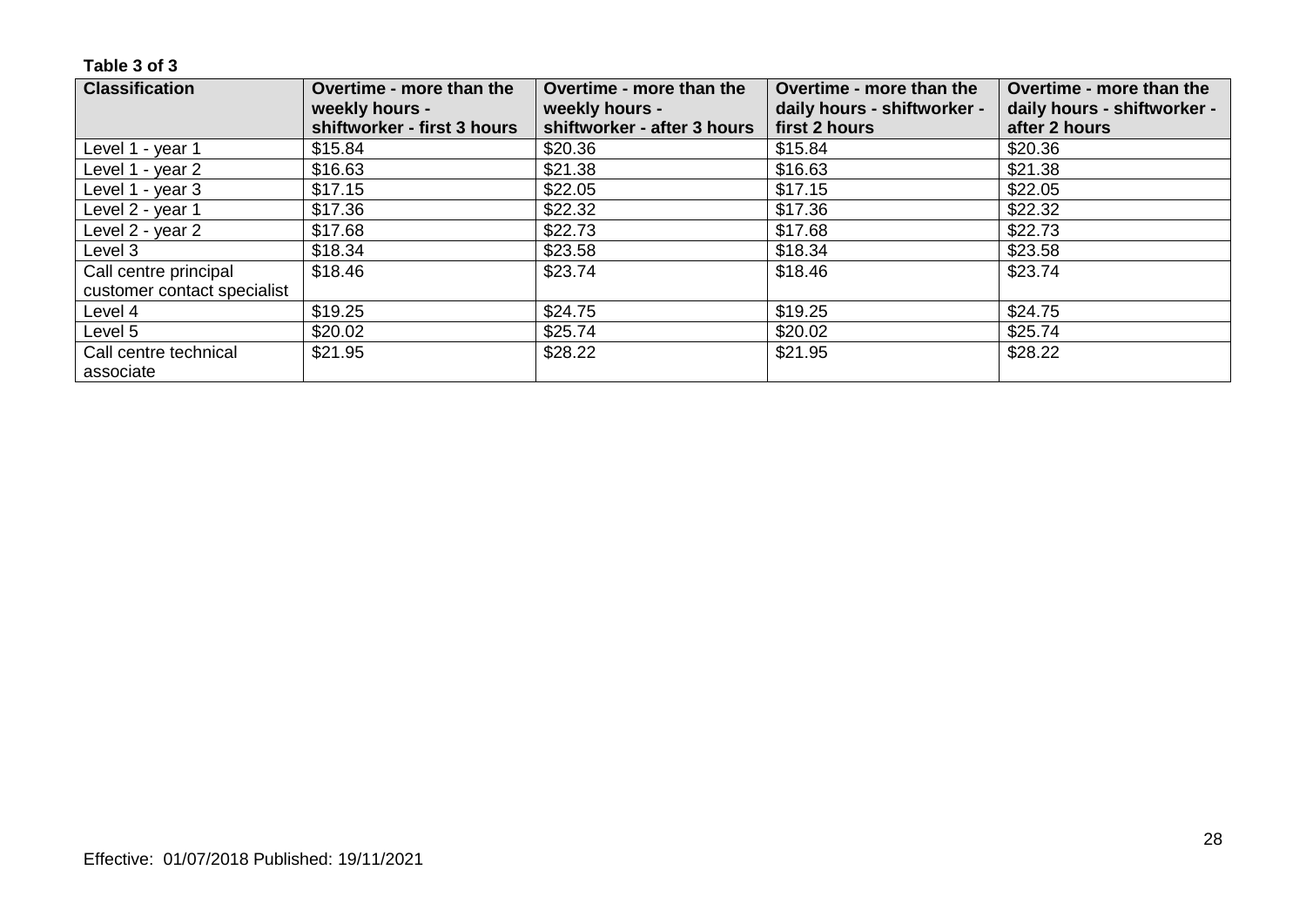**Table 3 of 3**

| Classification | Overtime - more than the weekly hours - shiftworker - first 3 hours | Overtime - more than the weekly hours - shiftworker - after 3 hours | Overtime - more than the daily hours - shiftworker - first 2 hours | Overtime - more than the daily hours - shiftworker - after 2 hours |
|---|---|---|---|---|
| Level 1 - year 1 | $15.84 | $20.36 | $15.84 | $20.36 |
| Level 1 - year 2 | $16.63 | $21.38 | $16.63 | $21.38 |
| Level 1 - year 3 | $17.15 | $22.05 | $17.15 | $22.05 |
| Level 2 - year 1 | $17.36 | $22.32 | $17.36 | $22.32 |
| Level 2 - year 2 | $17.68 | $22.73 | $17.68 | $22.73 |
| Level 3 | $18.34 | $23.58 | $18.34 | $23.58 |
| Call centre principal customer contact specialist | $18.46 | $23.74 | $18.46 | $23.74 |
| Level 4 | $19.25 | $24.75 | $19.25 | $24.75 |
| Level 5 | $20.02 | $25.74 | $20.02 | $25.74 |
| Call centre technical associate | $21.95 | $28.22 | $21.95 | $28.22 |

Effective: 01/07/2018 Published: 19/11/2021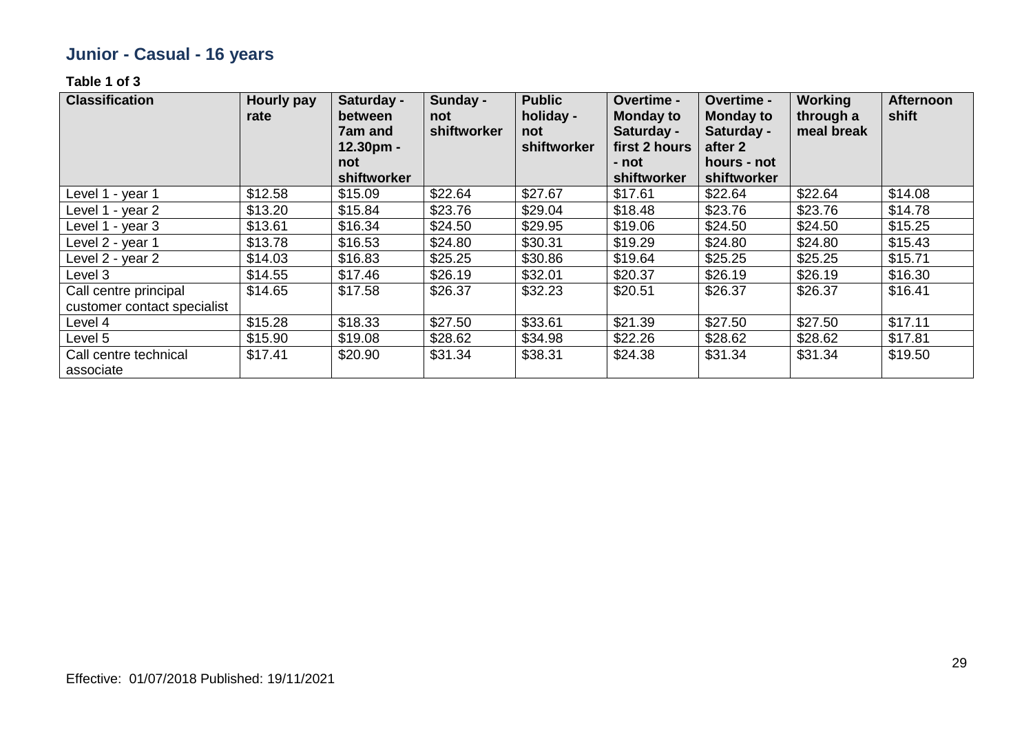## Junior - Casual - 16 years

**Table 1 of 3**

| Classification | Hourly pay rate | Saturday - between 7am and 12.30pm - not shiftworker | Sunday - not shiftworker | Public holiday - not shiftworker | Overtime - Monday to Saturday - first 2 hours - not shiftworker | Overtime - Monday to Saturday - after 2 hours - not shiftworker | Working through a meal break | Afternoon shift |
|---|---|---|---|---|---|---|---|---|
| Level 1 - year 1 | $12.58 | $15.09 | $22.64 | $27.67 | $17.61 | $22.64 | $22.64 | $14.08 |
| Level 1 - year 2 | $13.20 | $15.84 | $23.76 | $29.04 | $18.48 | $23.76 | $23.76 | $14.78 |
| Level 1 - year 3 | $13.61 | $16.34 | $24.50 | $29.95 | $19.06 | $24.50 | $24.50 | $15.25 |
| Level 2 - year 1 | $13.78 | $16.53 | $24.80 | $30.31 | $19.29 | $24.80 | $24.80 | $15.43 |
| Level 2 - year 2 | $14.03 | $16.83 | $25.25 | $30.86 | $19.64 | $25.25 | $25.25 | $15.71 |
| Level 3 | $14.55 | $17.46 | $26.19 | $32.01 | $20.37 | $26.19 | $26.19 | $16.30 |
| Call centre principal customer contact specialist | $14.65 | $17.58 | $26.37 | $32.23 | $20.51 | $26.37 | $26.37 | $16.41 |
| Level 4 | $15.28 | $18.33 | $27.50 | $33.61 | $21.39 | $27.50 | $27.50 | $17.11 |
| Level 5 | $15.90 | $19.08 | $28.62 | $34.98 | $22.26 | $28.62 | $28.62 | $17.81 |
| Call centre technical associate | $17.41 | $20.90 | $31.34 | $38.31 | $24.38 | $31.34 | $31.34 | $19.50 |

Effective: 01/07/2018 Published: 19/11/2021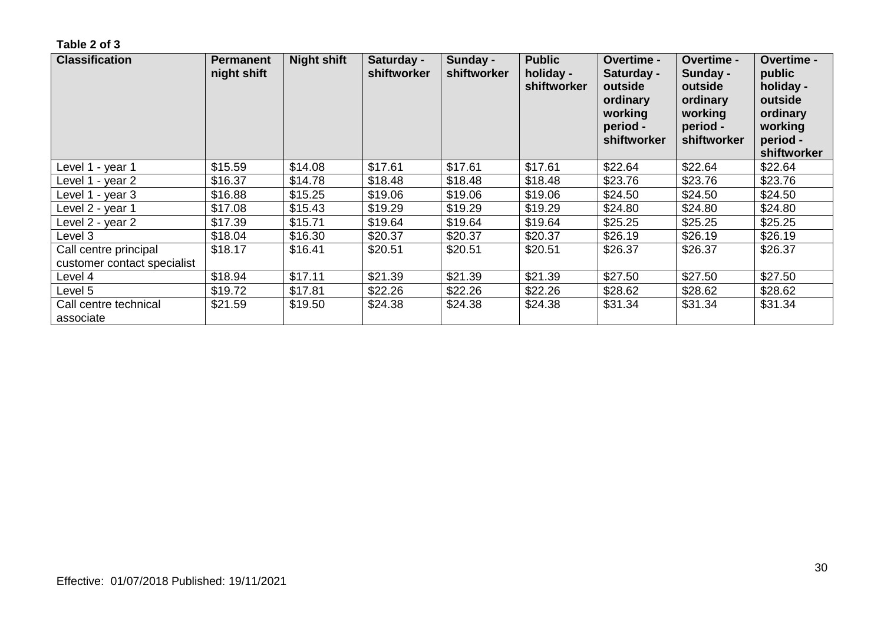**Table 2 of 3**

| Classification | Permanent night shift | Night shift | Saturday - shiftworker | Sunday - shiftworker | Public holiday - shiftworker | Overtime - Saturday - outside ordinary working period - shiftworker | Overtime - Sunday - outside ordinary working period - shiftworker | Overtime - public holiday - outside ordinary working period - shiftworker |
|---|---|---|---|---|---|---|---|---|
| Level 1 - year 1 | $15.59 | $14.08 | $17.61 | $17.61 | $17.61 | $22.64 | $22.64 | $22.64 |
| Level 1 - year 2 | $16.37 | $14.78 | $18.48 | $18.48 | $18.48 | $23.76 | $23.76 | $23.76 |
| Level 1 - year 3 | $16.88 | $15.25 | $19.06 | $19.06 | $19.06 | $24.50 | $24.50 | $24.50 |
| Level 2 - year 1 | $17.08 | $15.43 | $19.29 | $19.29 | $19.29 | $24.80 | $24.80 | $24.80 |
| Level 2 - year 2 | $17.39 | $15.71 | $19.64 | $19.64 | $19.64 | $25.25 | $25.25 | $25.25 |
| Level 3 | $18.04 | $16.30 | $20.37 | $20.37 | $20.37 | $26.19 | $26.19 | $26.19 |
| Call centre principal customer contact specialist | $18.17 | $16.41 | $20.51 | $20.51 | $20.51 | $26.37 | $26.37 | $26.37 |
| Level 4 | $18.94 | $17.11 | $21.39 | $21.39 | $21.39 | $27.50 | $27.50 | $27.50 |
| Level 5 | $19.72 | $17.81 | $22.26 | $22.26 | $22.26 | $28.62 | $28.62 | $28.62 |
| Call centre technical associate | $21.59 | $19.50 | $24.38 | $24.38 | $24.38 | $31.34 | $31.34 | $31.34 |

Effective: 01/07/2018 Published: 19/11/2021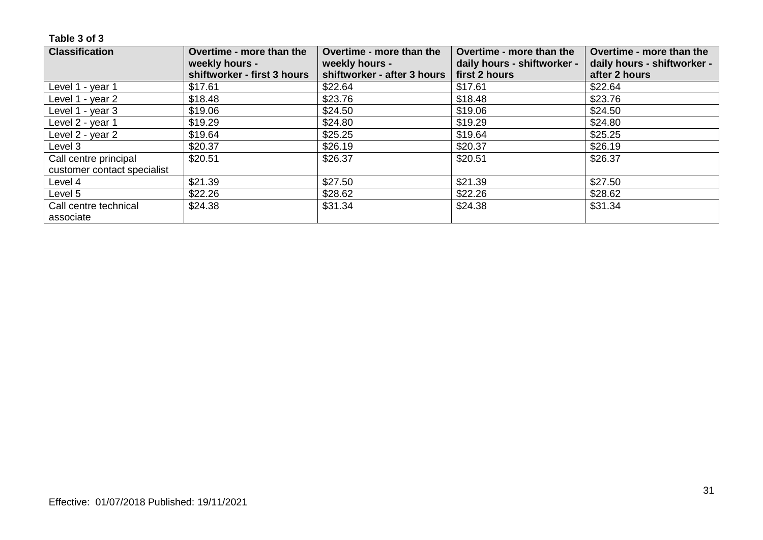**Table 3 of 3**

| Classification | Overtime - more than the weekly hours - shiftworker - first 3 hours | Overtime - more than the weekly hours - shiftworker - after 3 hours | Overtime - more than the daily hours - shiftworker - first 2 hours | Overtime - more than the daily hours - shiftworker - after 2 hours |
|---|---|---|---|---|
| Level 1 - year 1 | $17.61 | $22.64 | $17.61 | $22.64 |
| Level 1 - year 2 | $18.48 | $23.76 | $18.48 | $23.76 |
| Level 1 - year 3 | $19.06 | $24.50 | $19.06 | $24.50 |
| Level 2 - year 1 | $19.29 | $24.80 | $19.29 | $24.80 |
| Level 2 - year 2 | $19.64 | $25.25 | $19.64 | $25.25 |
| Level 3 | $20.37 | $26.19 | $20.37 | $26.19 |
| Call centre principal customer contact specialist | $20.51 | $26.37 | $20.51 | $26.37 |
| Level 4 | $21.39 | $27.50 | $21.39 | $27.50 |
| Level 5 | $22.26 | $28.62 | $22.26 | $28.62 |
| Call centre technical associate | $24.38 | $31.34 | $24.38 | $31.34 |

Effective: 01/07/2018 Published: 19/11/2021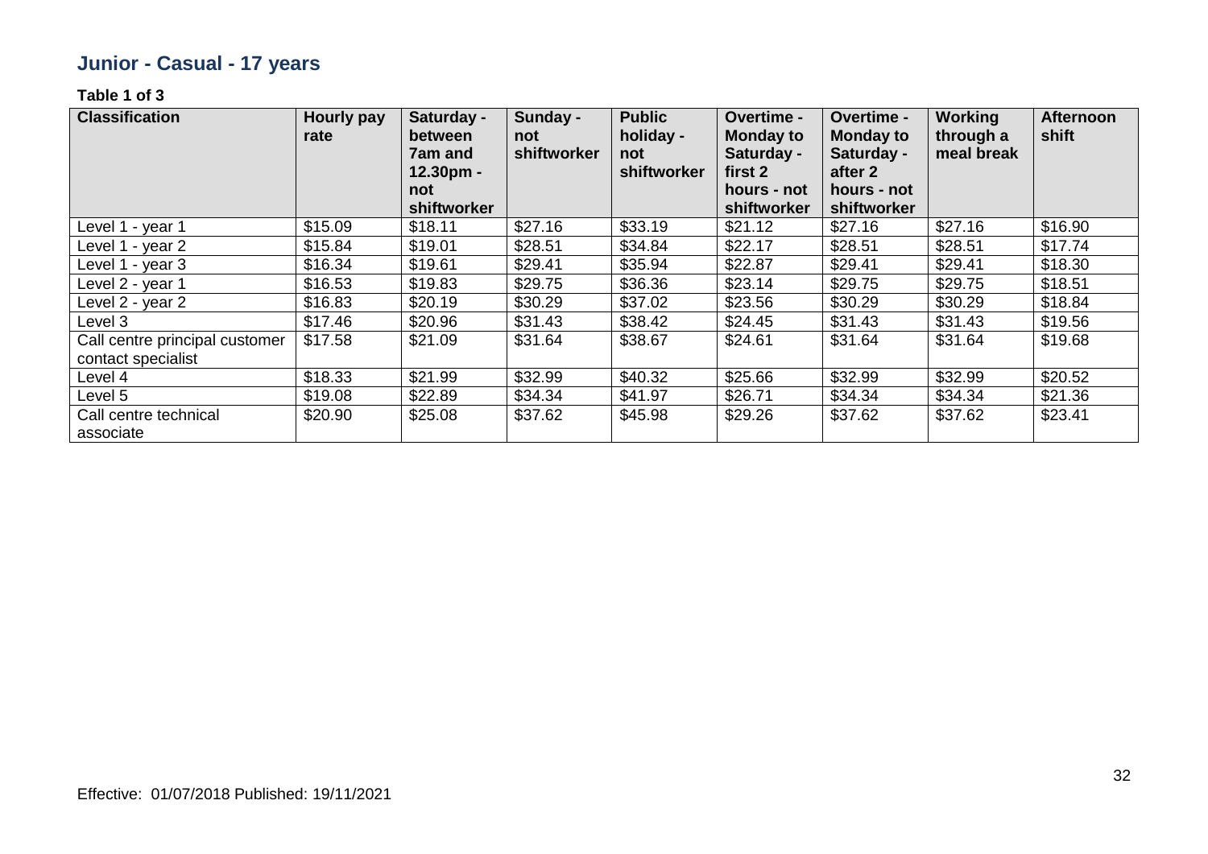## Junior - Casual - 17 years

**Table 1 of 3**

| Classification | Hourly pay rate | Saturday - between 7am and 12.30pm - not shiftworker | Sunday - not shiftworker | Public holiday - not shiftworker | Overtime - Monday to Saturday - first 2 hours - not shiftworker | Overtime - Monday to Saturday - after 2 hours - not shiftworker | Working through a meal break | Afternoon shift |
|---|---|---|---|---|---|---|---|---|
| Level 1 - year 1 | $15.09 | $18.11 | $27.16 | $33.19 | $21.12 | $27.16 | $27.16 | $16.90 |
| Level 1 - year 2 | $15.84 | $19.01 | $28.51 | $34.84 | $22.17 | $28.51 | $28.51 | $17.74 |
| Level 1 - year 3 | $16.34 | $19.61 | $29.41 | $35.94 | $22.87 | $29.41 | $29.41 | $18.30 |
| Level 2 - year 1 | $16.53 | $19.83 | $29.75 | $36.36 | $23.14 | $29.75 | $29.75 | $18.51 |
| Level 2 - year 2 | $16.83 | $20.19 | $30.29 | $37.02 | $23.56 | $30.29 | $30.29 | $18.84 |
| Level 3 | $17.46 | $20.96 | $31.43 | $38.42 | $24.45 | $31.43 | $31.43 | $19.56 |
| Call centre principal customer contact specialist | $17.58 | $21.09 | $31.64 | $38.67 | $24.61 | $31.64 | $31.64 | $19.68 |
| Level 4 | $18.33 | $21.99 | $32.99 | $40.32 | $25.66 | $32.99 | $32.99 | $20.52 |
| Level 5 | $19.08 | $22.89 | $34.34 | $41.97 | $26.71 | $34.34 | $34.34 | $21.36 |
| Call centre technical associate | $20.90 | $25.08 | $37.62 | $45.98 | $29.26 | $37.62 | $37.62 | $23.41 |

Effective: 01/07/2018 Published: 19/11/2021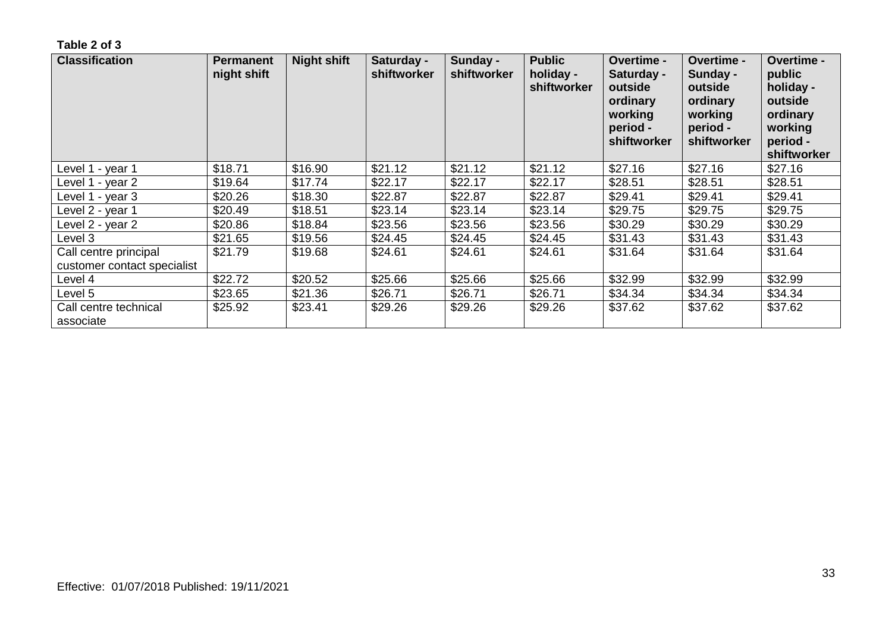**Table 2 of 3**

| Classification | Permanent night shift | Night shift | Saturday - shiftworker | Sunday - shiftworker | Public holiday - shiftworker | Overtime - Saturday - outside ordinary working period - shiftworker | Overtime - Sunday - outside ordinary working period - shiftworker | Overtime - public holiday - outside ordinary working period - shiftworker |
|---|---|---|---|---|---|---|---|---|
| Level 1 - year 1 | $18.71 | $16.90 | $21.12 | $21.12 | $21.12 | $27.16 | $27.16 | $27.16 |
| Level 1 - year 2 | $19.64 | $17.74 | $22.17 | $22.17 | $22.17 | $28.51 | $28.51 | $28.51 |
| Level 1 - year 3 | $20.26 | $18.30 | $22.87 | $22.87 | $22.87 | $29.41 | $29.41 | $29.41 |
| Level 2 - year 1 | $20.49 | $18.51 | $23.14 | $23.14 | $23.14 | $29.75 | $29.75 | $29.75 |
| Level 2 - year 2 | $20.86 | $18.84 | $23.56 | $23.56 | $23.56 | $30.29 | $30.29 | $30.29 |
| Level 3 | $21.65 | $19.56 | $24.45 | $24.45 | $24.45 | $31.43 | $31.43 | $31.43 |
| Call centre principal customer contact specialist | $21.79 | $19.68 | $24.61 | $24.61 | $24.61 | $31.64 | $31.64 | $31.64 |
| Level 4 | $22.72 | $20.52 | $25.66 | $25.66 | $25.66 | $32.99 | $32.99 | $32.99 |
| Level 5 | $23.65 | $21.36 | $26.71 | $26.71 | $26.71 | $34.34 | $34.34 | $34.34 |
| Call centre technical associate | $25.92 | $23.41 | $29.26 | $29.26 | $29.26 | $37.62 | $37.62 | $37.62 |

Effective: 01/07/2018 Published: 19/11/2021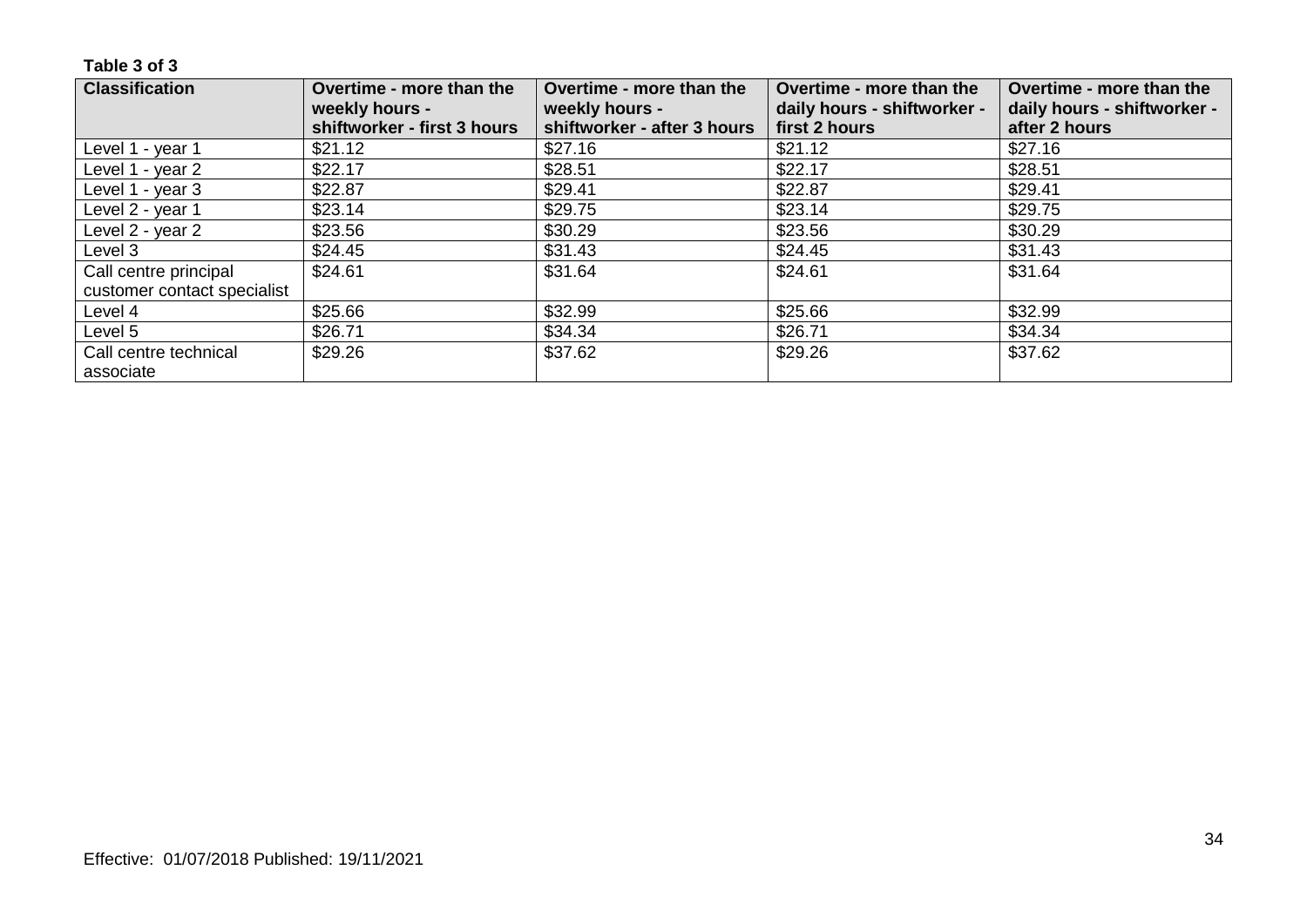**Table 3 of 3**

| Classification | Overtime - more than the weekly hours - shiftworker - first 3 hours | Overtime - more than the weekly hours - shiftworker - after 3 hours | Overtime - more than the daily hours - shiftworker - first 2 hours | Overtime - more than the daily hours - shiftworker - after 2 hours |
|---|---|---|---|---|
| Level 1 - year 1 | $21.12 | $27.16 | $21.12 | $27.16 |
| Level 1 - year 2 | $22.17 | $28.51 | $22.17 | $28.51 |
| Level 1 - year 3 | $22.87 | $29.41 | $22.87 | $29.41 |
| Level 2 - year 1 | $23.14 | $29.75 | $23.14 | $29.75 |
| Level 2 - year 2 | $23.56 | $30.29 | $23.56 | $30.29 |
| Level 3 | $24.45 | $31.43 | $24.45 | $31.43 |
| Call centre principal customer contact specialist | $24.61 | $31.64 | $24.61 | $31.64 |
| Level 4 | $25.66 | $32.99 | $25.66 | $32.99 |
| Level 5 | $26.71 | $34.34 | $26.71 | $34.34 |
| Call centre technical associate | $29.26 | $37.62 | $29.26 | $37.62 |

Effective: 01/07/2018 Published: 19/11/2021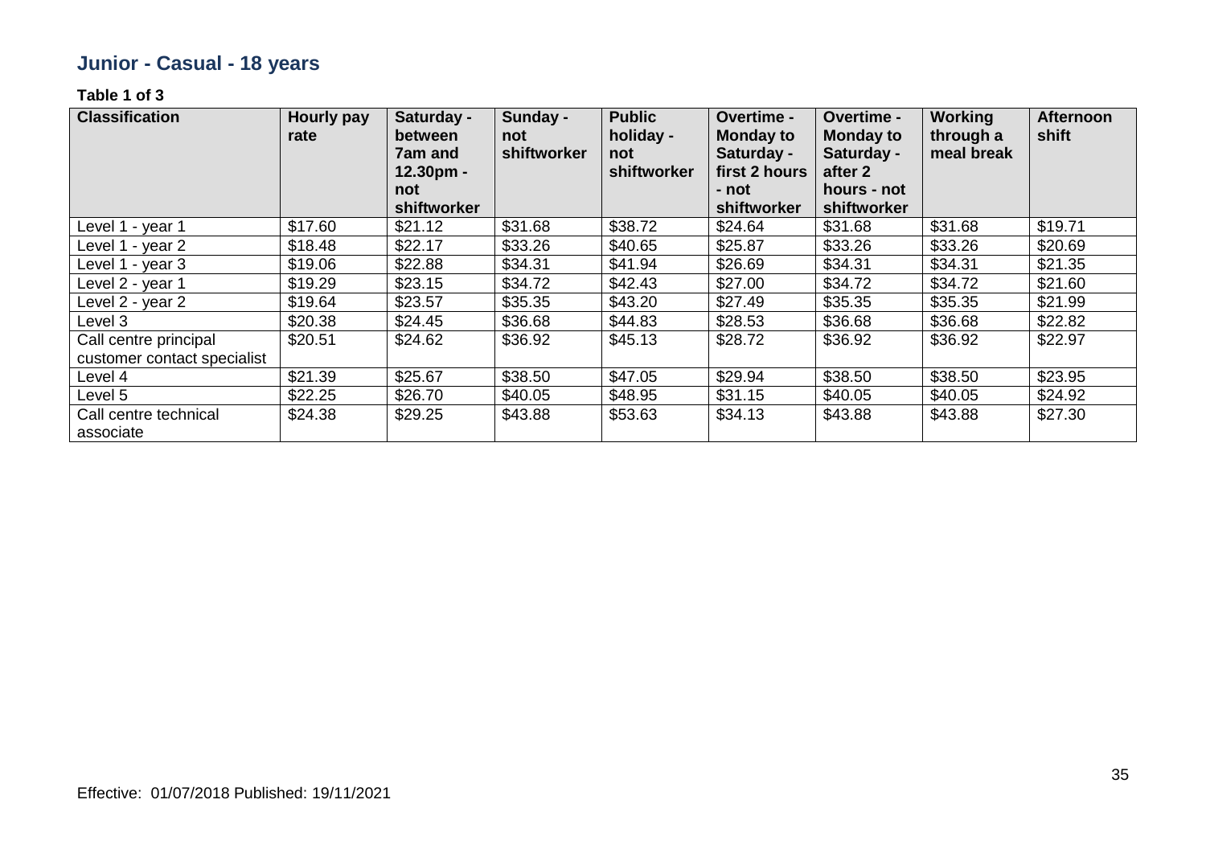## Junior - Casual - 18 years

**Table 1 of 3**

| Classification | Hourly pay rate | Saturday - between 7am and 12.30pm - not shiftworker | Sunday - not shiftworker | Public holiday - not shiftworker | Overtime - Monday to Saturday - first 2 hours - not shiftworker | Overtime - Monday to Saturday - after 2 hours - not shiftworker | Working through a meal break | Afternoon shift |
|---|---|---|---|---|---|---|---|---|
| Level 1 - year 1 | $17.60 | $21.12 | $31.68 | $38.72 | $24.64 | $31.68 | $31.68 | $19.71 |
| Level 1 - year 2 | $18.48 | $22.17 | $33.26 | $40.65 | $25.87 | $33.26 | $33.26 | $20.69 |
| Level 1 - year 3 | $19.06 | $22.88 | $34.31 | $41.94 | $26.69 | $34.31 | $34.31 | $21.35 |
| Level 2 - year 1 | $19.29 | $23.15 | $34.72 | $42.43 | $27.00 | $34.72 | $34.72 | $21.60 |
| Level 2 - year 2 | $19.64 | $23.57 | $35.35 | $43.20 | $27.49 | $35.35 | $35.35 | $21.99 |
| Level 3 | $20.38 | $24.45 | $36.68 | $44.83 | $28.53 | $36.68 | $36.68 | $22.82 |
| Call centre principal customer contact specialist | $20.51 | $24.62 | $36.92 | $45.13 | $28.72 | $36.92 | $36.92 | $22.97 |
| Level 4 | $21.39 | $25.67 | $38.50 | $47.05 | $29.94 | $38.50 | $38.50 | $23.95 |
| Level 5 | $22.25 | $26.70 | $40.05 | $48.95 | $31.15 | $40.05 | $40.05 | $24.92 |
| Call centre technical associate | $24.38 | $29.25 | $43.88 | $53.63 | $34.13 | $43.88 | $43.88 | $27.30 |

Effective: 01/07/2018 Published: 19/11/2021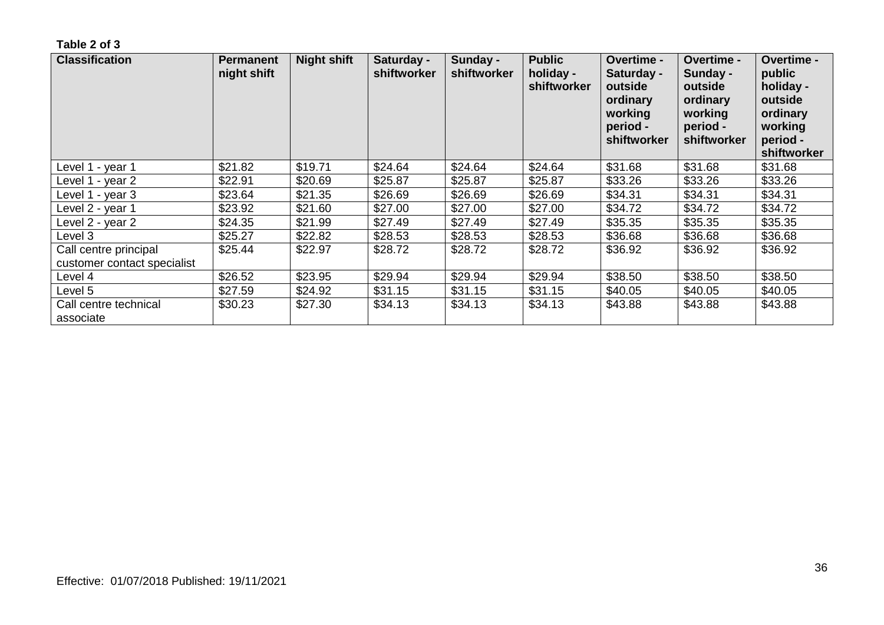**Table 2 of 3**

| Classification | Permanent night shift | Night shift | Saturday - shiftworker | Sunday - shiftworker | Public holiday - shiftworker | Overtime - Saturday - outside ordinary working period - shiftworker | Overtime - Sunday - outside ordinary working period - shiftworker | Overtime - public holiday - outside ordinary working period - shiftworker |
|---|---|---|---|---|---|---|---|---|
| Level 1 - year 1 | $21.82 | $19.71 | $24.64 | $24.64 | $24.64 | $31.68 | $31.68 | $31.68 |
| Level 1 - year 2 | $22.91 | $20.69 | $25.87 | $25.87 | $25.87 | $33.26 | $33.26 | $33.26 |
| Level 1 - year 3 | $23.64 | $21.35 | $26.69 | $26.69 | $26.69 | $34.31 | $34.31 | $34.31 |
| Level 2 - year 1 | $23.92 | $21.60 | $27.00 | $27.00 | $27.00 | $34.72 | $34.72 | $34.72 |
| Level 2 - year 2 | $24.35 | $21.99 | $27.49 | $27.49 | $27.49 | $35.35 | $35.35 | $35.35 |
| Level 3 | $25.27 | $22.82 | $28.53 | $28.53 | $28.53 | $36.68 | $36.68 | $36.68 |
| Call centre principal customer contact specialist | $25.44 | $22.97 | $28.72 | $28.72 | $28.72 | $36.92 | $36.92 | $36.92 |
| Level 4 | $26.52 | $23.95 | $29.94 | $29.94 | $29.94 | $38.50 | $38.50 | $38.50 |
| Level 5 | $27.59 | $24.92 | $31.15 | $31.15 | $31.15 | $40.05 | $40.05 | $40.05 |
| Call centre technical associate | $30.23 | $27.30 | $34.13 | $34.13 | $34.13 | $43.88 | $43.88 | $43.88 |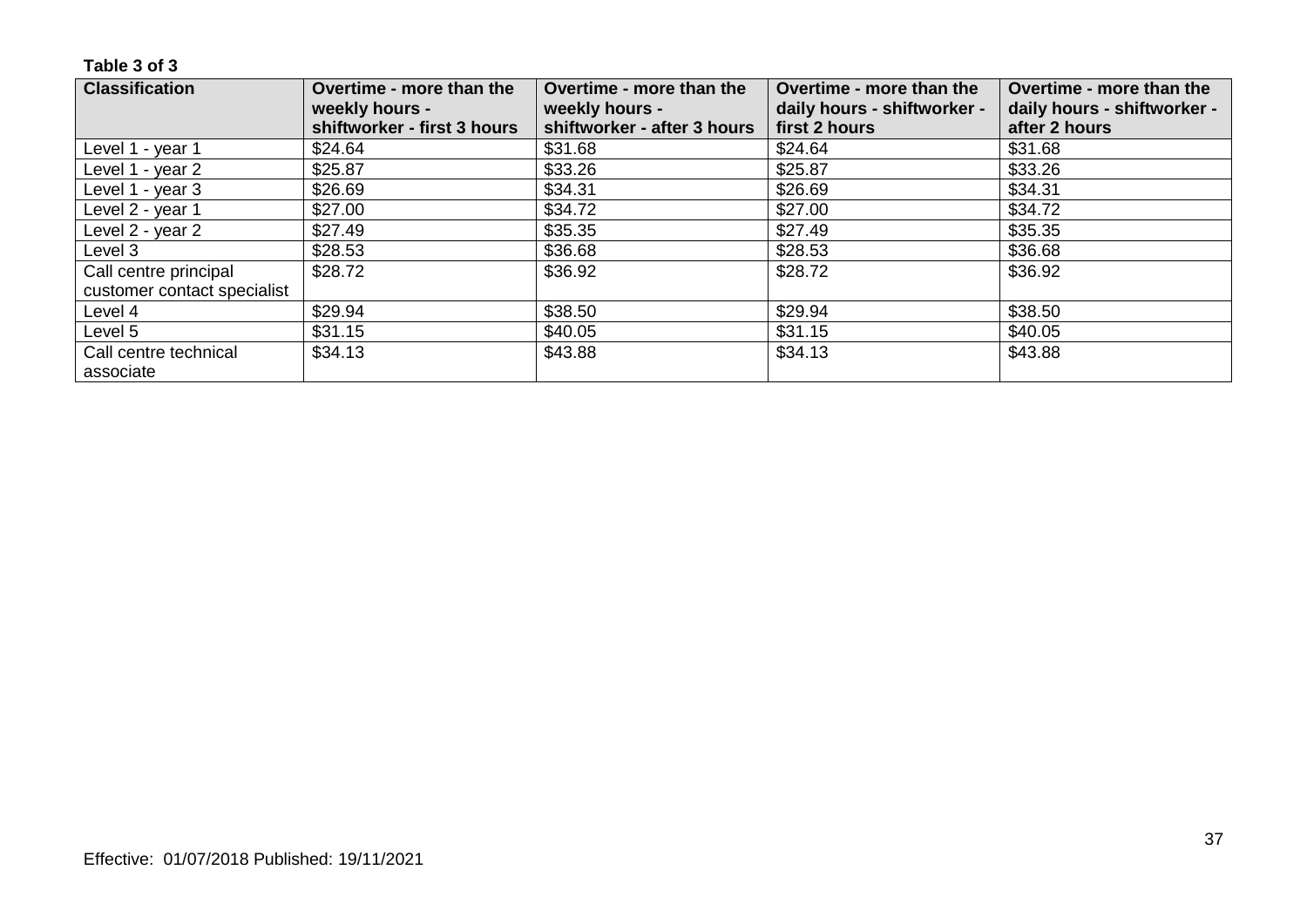**Table 3 of 3**

| Classification | Overtime - more than the weekly hours - shiftworker - first 3 hours | Overtime - more than the weekly hours - shiftworker - after 3 hours | Overtime - more than the daily hours - shiftworker - first 2 hours | Overtime - more than the daily hours - shiftworker - after 2 hours |
|---|---|---|---|---|
| Level 1 - year 1 | $24.64 | $31.68 | $24.64 | $31.68 |
| Level 1 - year 2 | $25.87 | $33.26 | $25.87 | $33.26 |
| Level 1 - year 3 | $26.69 | $34.31 | $26.69 | $34.31 |
| Level 2 - year 1 | $27.00 | $34.72 | $27.00 | $34.72 |
| Level 2 - year 2 | $27.49 | $35.35 | $27.49 | $35.35 |
| Level 3 | $28.53 | $36.68 | $28.53 | $36.68 |
| Call centre principal customer contact specialist | $28.72 | $36.92 | $28.72 | $36.92 |
| Level 4 | $29.94 | $38.50 | $29.94 | $38.50 |
| Level 5 | $31.15 | $40.05 | $31.15 | $40.05 |
| Call centre technical associate | $34.13 | $43.88 | $34.13 | $43.88 |

Effective: 01/07/2018 Published: 19/11/2021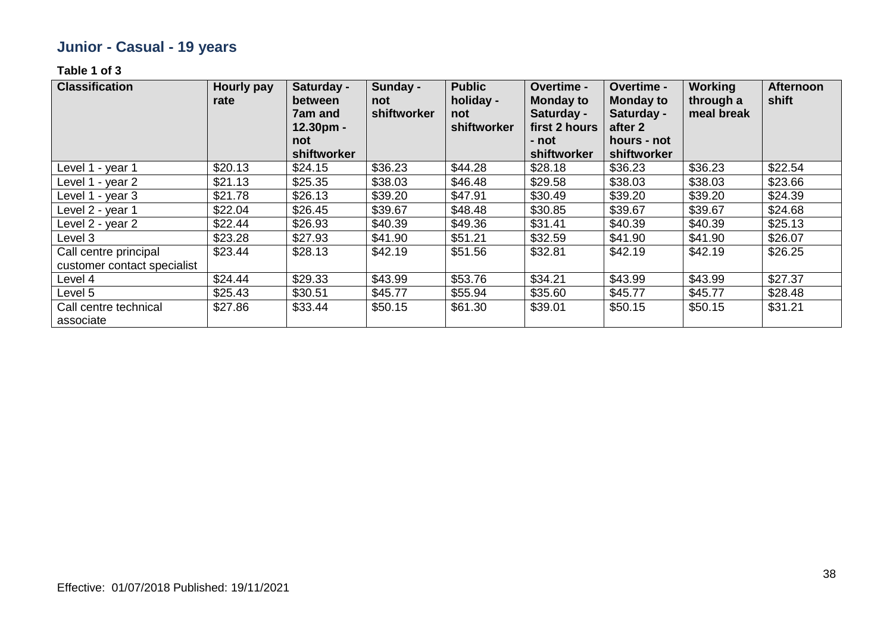## Junior - Casual - 19 years

**Table 1 of 3**

| Classification | Hourly pay rate | Saturday - between 7am and 12.30pm - not shiftworker | Sunday - not shiftworker | Public holiday - not shiftworker | Overtime - Monday to Saturday - first 2 hours - not shiftworker | Overtime - Monday to Saturday - after 2 hours - not shiftworker | Working through a meal break | Afternoon shift |
|---|---|---|---|---|---|---|---|---|
| Level 1 - year 1 | $20.13 | $24.15 | $36.23 | $44.28 | $28.18 | $36.23 | $36.23 | $22.54 |
| Level 1 - year 2 | $21.13 | $25.35 | $38.03 | $46.48 | $29.58 | $38.03 | $38.03 | $23.66 |
| Level 1 - year 3 | $21.78 | $26.13 | $39.20 | $47.91 | $30.49 | $39.20 | $39.20 | $24.39 |
| Level 2 - year 1 | $22.04 | $26.45 | $39.67 | $48.48 | $30.85 | $39.67 | $39.67 | $24.68 |
| Level 2 - year 2 | $22.44 | $26.93 | $40.39 | $49.36 | $31.41 | $40.39 | $40.39 | $25.13 |
| Level 3 | $23.28 | $27.93 | $41.90 | $51.21 | $32.59 | $41.90 | $41.90 | $26.07 |
| Call centre principal customer contact specialist | $23.44 | $28.13 | $42.19 | $51.56 | $32.81 | $42.19 | $42.19 | $26.25 |
| Level 4 | $24.44 | $29.33 | $43.99 | $53.76 | $34.21 | $43.99 | $43.99 | $27.37 |
| Level 5 | $25.43 | $30.51 | $45.77 | $55.94 | $35.60 | $45.77 | $45.77 | $28.48 |
| Call centre technical associate | $27.86 | $33.44 | $50.15 | $61.30 | $39.01 | $50.15 | $50.15 | $31.21 |

Effective: 01/07/2018 Published: 19/11/2021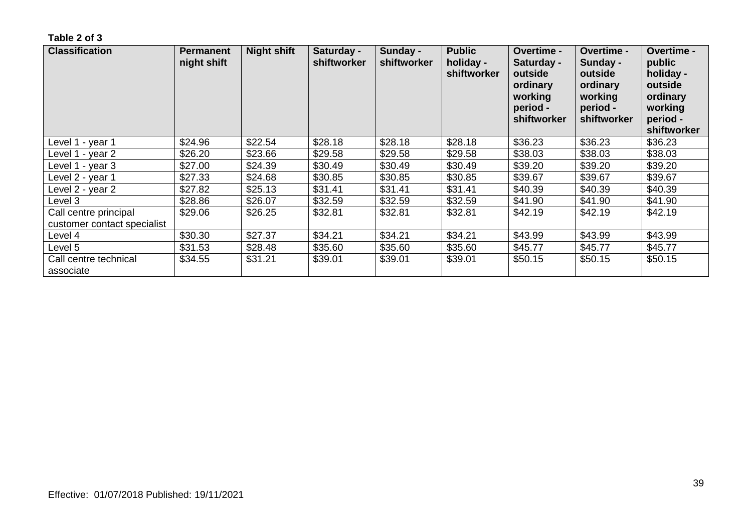**Table 2 of 3**

| Classification | Permanent night shift | Night shift | Saturday - shiftworker | Sunday - shiftworker | Public holiday - shiftworker | Overtime - Saturday - outside ordinary working period - shiftworker | Overtime - Sunday - outside ordinary working period - shiftworker | Overtime - public holiday - outside ordinary working period - shiftworker |
|---|---|---|---|---|---|---|---|---|
| Level 1 - year 1 | $24.96 | $22.54 | $28.18 | $28.18 | $28.18 | $36.23 | $36.23 | $36.23 |
| Level 1 - year 2 | $26.20 | $23.66 | $29.58 | $29.58 | $29.58 | $38.03 | $38.03 | $38.03 |
| Level 1 - year 3 | $27.00 | $24.39 | $30.49 | $30.49 | $30.49 | $39.20 | $39.20 | $39.20 |
| Level 2 - year 1 | $27.33 | $24.68 | $30.85 | $30.85 | $30.85 | $39.67 | $39.67 | $39.67 |
| Level 2 - year 2 | $27.82 | $25.13 | $31.41 | $31.41 | $31.41 | $40.39 | $40.39 | $40.39 |
| Level 3 | $28.86 | $26.07 | $32.59 | $32.59 | $32.59 | $41.90 | $41.90 | $41.90 |
| Call centre principal customer contact specialist | $29.06 | $26.25 | $32.81 | $32.81 | $32.81 | $42.19 | $42.19 | $42.19 |
| Level 4 | $30.30 | $27.37 | $34.21 | $34.21 | $34.21 | $43.99 | $43.99 | $43.99 |
| Level 5 | $31.53 | $28.48 | $35.60 | $35.60 | $35.60 | $45.77 | $45.77 | $45.77 |
| Call centre technical associate | $34.55 | $31.21 | $39.01 | $39.01 | $39.01 | $50.15 | $50.15 | $50.15 |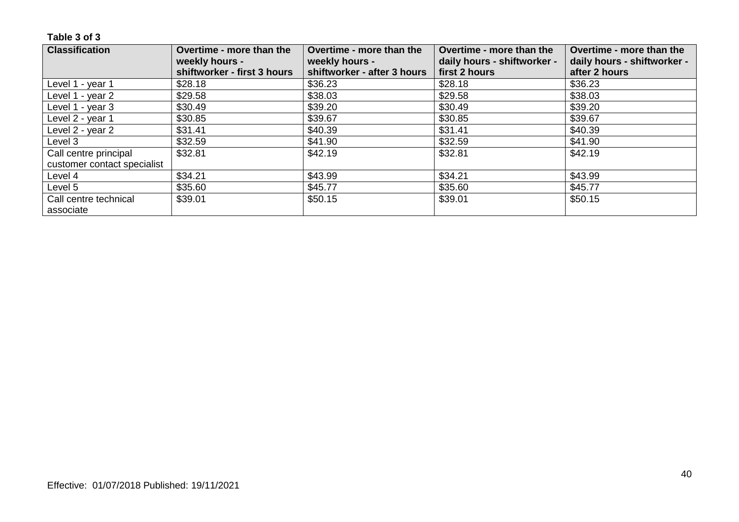**Table 3 of 3**

| Classification | Overtime - more than the weekly hours - shiftworker - first 3 hours | Overtime - more than the weekly hours - shiftworker - after 3 hours | Overtime - more than the daily hours - shiftworker - first 2 hours | Overtime - more than the daily hours - shiftworker - after 2 hours |
|---|---|---|---|---|
| Level 1 - year 1 | $28.18 | $36.23 | $28.18 | $36.23 |
| Level 1 - year 2 | $29.58 | $38.03 | $29.58 | $38.03 |
| Level 1 - year 3 | $30.49 | $39.20 | $30.49 | $39.20 |
| Level 2 - year 1 | $30.85 | $39.67 | $30.85 | $39.67 |
| Level 2 - year 2 | $31.41 | $40.39 | $31.41 | $40.39 |
| Level 3 | $32.59 | $41.90 | $32.59 | $41.90 |
| Call centre principal customer contact specialist | $32.81 | $42.19 | $32.81 | $42.19 |
| Level 4 | $34.21 | $43.99 | $34.21 | $43.99 |
| Level 5 | $35.60 | $45.77 | $35.60 | $45.77 |
| Call centre technical associate | $39.01 | $50.15 | $39.01 | $50.15 |

Effective: 01/07/2018 Published: 19/11/2021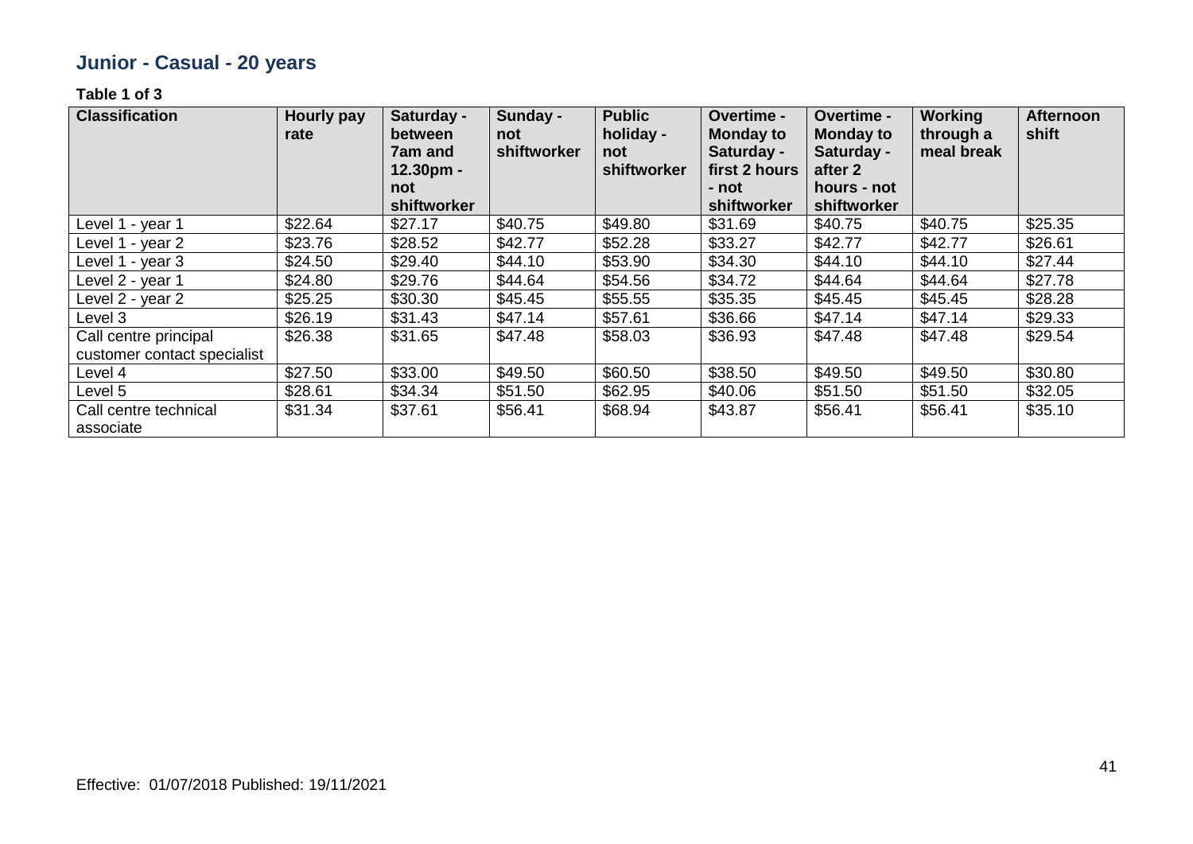## Junior - Casual - 20 years

**Table 1 of 3**

| Classification | Hourly pay rate | Saturday - between 7am and 12.30pm - not shiftworker | Sunday - not shiftworker | Public holiday - not shiftworker | Overtime - Monday to Saturday - first 2 hours - not shiftworker | Overtime - Monday to Saturday - after 2 hours - not shiftworker | Working through a meal break | Afternoon shift |
|---|---|---|---|---|---|---|---|---|
| Level 1 - year 1 | $22.64 | $27.17 | $40.75 | $49.80 | $31.69 | $40.75 | $40.75 | $25.35 |
| Level 1 - year 2 | $23.76 | $28.52 | $42.77 | $52.28 | $33.27 | $42.77 | $42.77 | $26.61 |
| Level 1 - year 3 | $24.50 | $29.40 | $44.10 | $53.90 | $34.30 | $44.10 | $44.10 | $27.44 |
| Level 2 - year 1 | $24.80 | $29.76 | $44.64 | $54.56 | $34.72 | $44.64 | $44.64 | $27.78 |
| Level 2 - year 2 | $25.25 | $30.30 | $45.45 | $55.55 | $35.35 | $45.45 | $45.45 | $28.28 |
| Level 3 | $26.19 | $31.43 | $47.14 | $57.61 | $36.66 | $47.14 | $47.14 | $29.33 |
| Call centre principal customer contact specialist | $26.38 | $31.65 | $47.48 | $58.03 | $36.93 | $47.48 | $47.48 | $29.54 |
| Level 4 | $27.50 | $33.00 | $49.50 | $60.50 | $38.50 | $49.50 | $49.50 | $30.80 |
| Level 5 | $28.61 | $34.34 | $51.50 | $62.95 | $40.06 | $51.50 | $51.50 | $32.05 |
| Call centre technical associate | $31.34 | $37.61 | $56.41 | $68.94 | $43.87 | $56.41 | $56.41 | $35.10 |

Effective: 01/07/2018 Published: 19/11/2021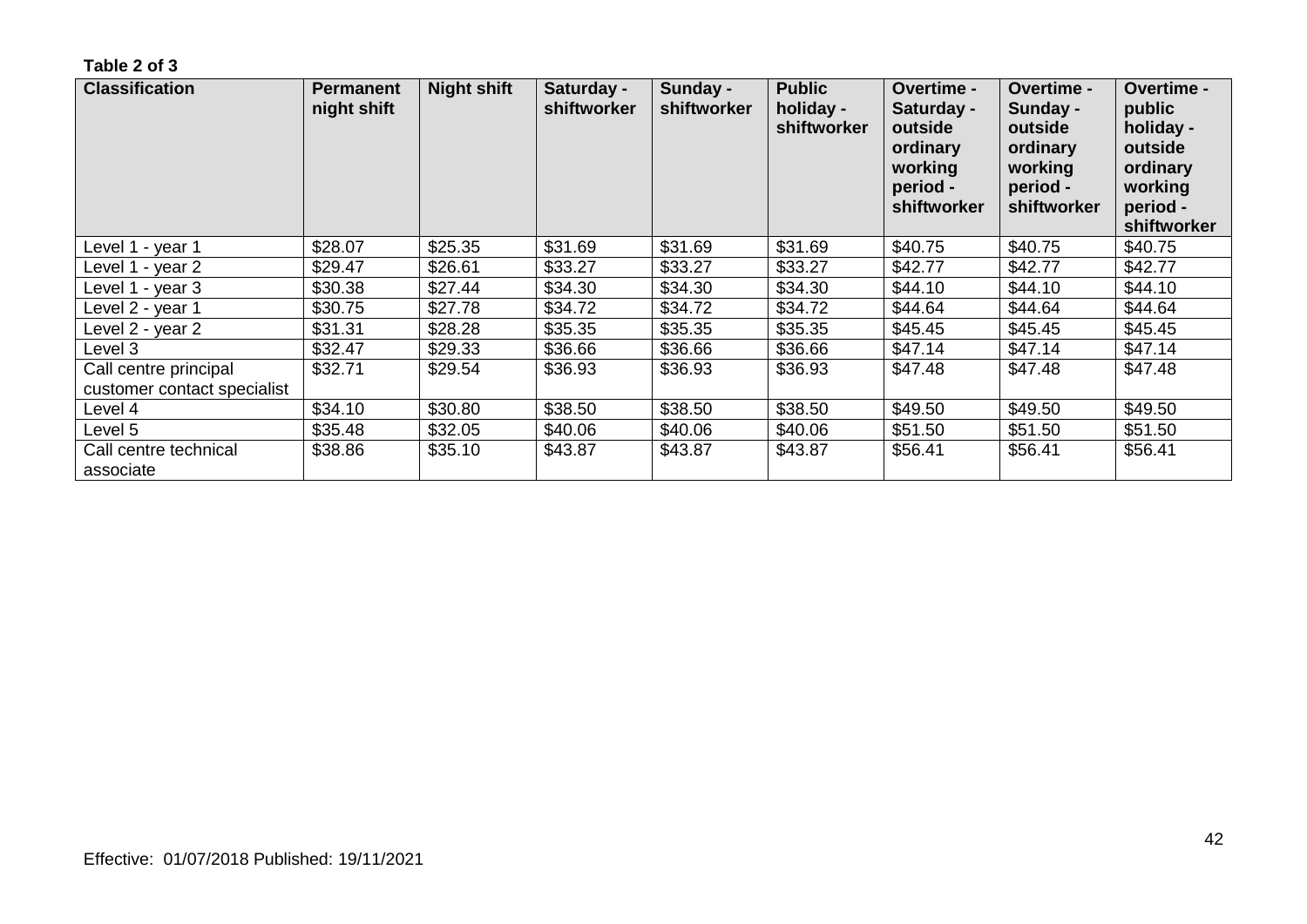**Table 2 of 3**

| Classification | Permanent night shift | Night shift | Saturday - shiftworker | Sunday - shiftworker | Public holiday - shiftworker | Overtime - Saturday - outside ordinary working period - shiftworker | Overtime - Sunday - outside ordinary working period - shiftworker | Overtime - public holiday - outside ordinary working period - shiftworker |
|---|---|---|---|---|---|---|---|---|
| Level 1 - year 1 | $28.07 | $25.35 | $31.69 | $31.69 | $31.69 | $40.75 | $40.75 | $40.75 |
| Level 1 - year 2 | $29.47 | $26.61 | $33.27 | $33.27 | $33.27 | $42.77 | $42.77 | $42.77 |
| Level 1 - year 3 | $30.38 | $27.44 | $34.30 | $34.30 | $34.30 | $44.10 | $44.10 | $44.10 |
| Level 2 - year 1 | $30.75 | $27.78 | $34.72 | $34.72 | $34.72 | $44.64 | $44.64 | $44.64 |
| Level 2 - year 2 | $31.31 | $28.28 | $35.35 | $35.35 | $35.35 | $45.45 | $45.45 | $45.45 |
| Level 3 | $32.47 | $29.33 | $36.66 | $36.66 | $36.66 | $47.14 | $47.14 | $47.14 |
| Call centre principal customer contact specialist | $32.71 | $29.54 | $36.93 | $36.93 | $36.93 | $47.48 | $47.48 | $47.48 |
| Level 4 | $34.10 | $30.80 | $38.50 | $38.50 | $38.50 | $49.50 | $49.50 | $49.50 |
| Level 5 | $35.48 | $32.05 | $40.06 | $40.06 | $40.06 | $51.50 | $51.50 | $51.50 |
| Call centre technical associate | $38.86 | $35.10 | $43.87 | $43.87 | $43.87 | $56.41 | $56.41 | $56.41 |

Effective: 01/07/2018 Published: 19/11/2021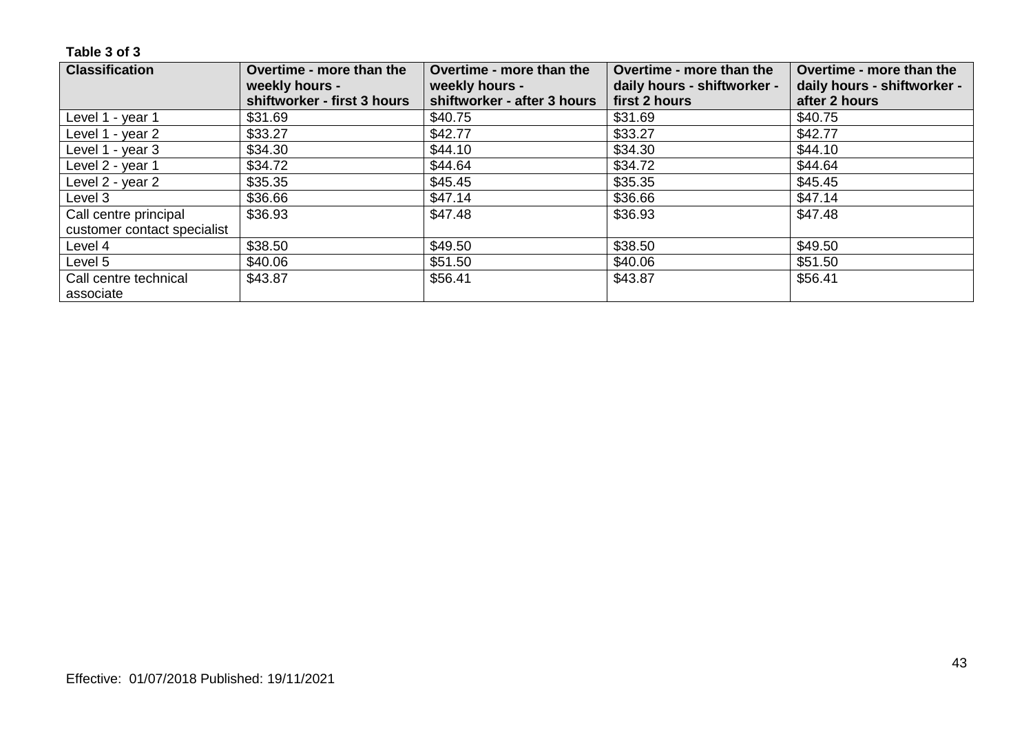**Table 3 of 3**

| Classification | Overtime - more than the weekly hours - shiftworker - first 3 hours | Overtime - more than the weekly hours - shiftworker - after 3 hours | Overtime - more than the daily hours - shiftworker - first 2 hours | Overtime - more than the daily hours - shiftworker - after 2 hours |
|---|---|---|---|---|
| Level 1 - year 1 | $31.69 | $40.75 | $31.69 | $40.75 |
| Level 1 - year 2 | $33.27 | $42.77 | $33.27 | $42.77 |
| Level 1 - year 3 | $34.30 | $44.10 | $34.30 | $44.10 |
| Level 2 - year 1 | $34.72 | $44.64 | $34.72 | $44.64 |
| Level 2 - year 2 | $35.35 | $45.45 | $35.35 | $45.45 |
| Level 3 | $36.66 | $47.14 | $36.66 | $47.14 |
| Call centre principal customer contact specialist | $36.93 | $47.48 | $36.93 | $47.48 |
| Level 4 | $38.50 | $49.50 | $38.50 | $49.50 |
| Level 5 | $40.06 | $51.50 | $40.06 | $51.50 |
| Call centre technical associate | $43.87 | $56.41 | $43.87 | $56.41 |

Effective: 01/07/2018 Published: 19/11/2021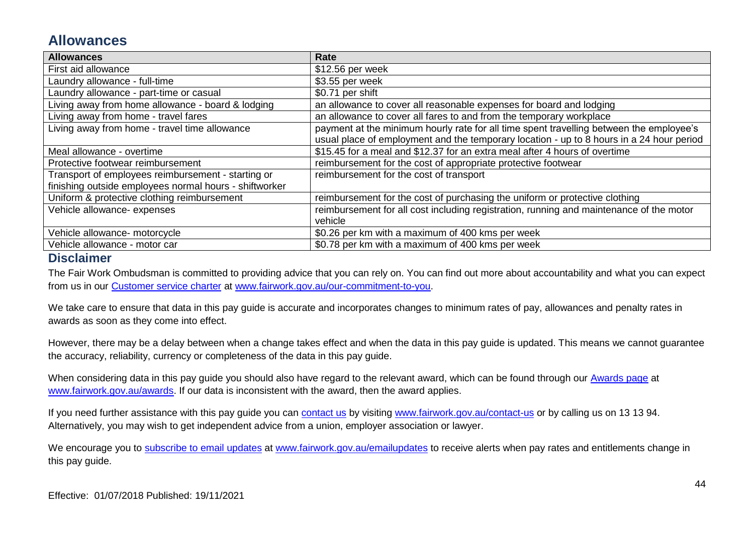## Allowances

| Allowances | Rate |
|---|---|
| First aid allowance | $12.56 per week |
| Laundry allowance - full-time | $3.55 per week |
| Laundry allowance - part-time or casual | $0.71 per shift |
| Living away from home allowance - board & lodging | an allowance to cover all reasonable expenses for board and lodging |
| Living away from home - travel fares | an allowance to cover all fares to and from the temporary workplace |
| Living away from home - travel time allowance | payment at the minimum hourly rate for all time spent travelling between the employee's usual place of employment and the temporary location - up to 8 hours in a 24 hour period |
| Meal allowance - overtime | $15.45 for a meal and $12.37 for an extra meal after 4 hours of overtime |
| Protective footwear reimbursement | reimbursement for the cost of appropriate protective footwear |
| Transport of employees reimbursement - starting or finishing outside employees normal hours - shiftworker | reimbursement for the cost of transport |
| Uniform & protective clothing reimbursement | reimbursement for the cost of purchasing the uniform or protective clothing |
| Vehicle allowance- expenses | reimbursement for all cost including registration, running and maintenance of the motor vehicle |
| Vehicle allowance- motorcycle | $0.26 per km with a maximum of 400 kms per week |
| Vehicle allowance - motor car | $0.78 per km with a maximum of 400 kms per week |

## Disclaimer

The Fair Work Ombudsman is committed to providing advice that you can rely on. You can find out more about accountability and what you can expect from us in our Customer service charter at www.fairwork.gov.au/our-commitment-to-you.

We take care to ensure that data in this pay guide is accurate and incorporates changes to minimum rates of pay, allowances and penalty rates in awards as soon as they come into effect.

However, there may be a delay between when a change takes effect and when the data in this pay guide is updated. This means we cannot guarantee the accuracy, reliability, currency or completeness of the data in this pay guide.

When considering data in this pay guide you should also have regard to the relevant award, which can be found through our Awards page at www.fairwork.gov.au/awards. If our data is inconsistent with the award, then the award applies.

If you need further assistance with this pay guide you can contact us by visiting www.fairwork.gov.au/contact-us or by calling us on 13 13 94. Alternatively, you may wish to get independent advice from a union, employer association or lawyer.

We encourage you to subscribe to email updates at www.fairwork.gov.au/emailupdates to receive alerts when pay rates and entitlements change in this pay guide.

Effective: 01/07/2018 Published: 19/11/2021